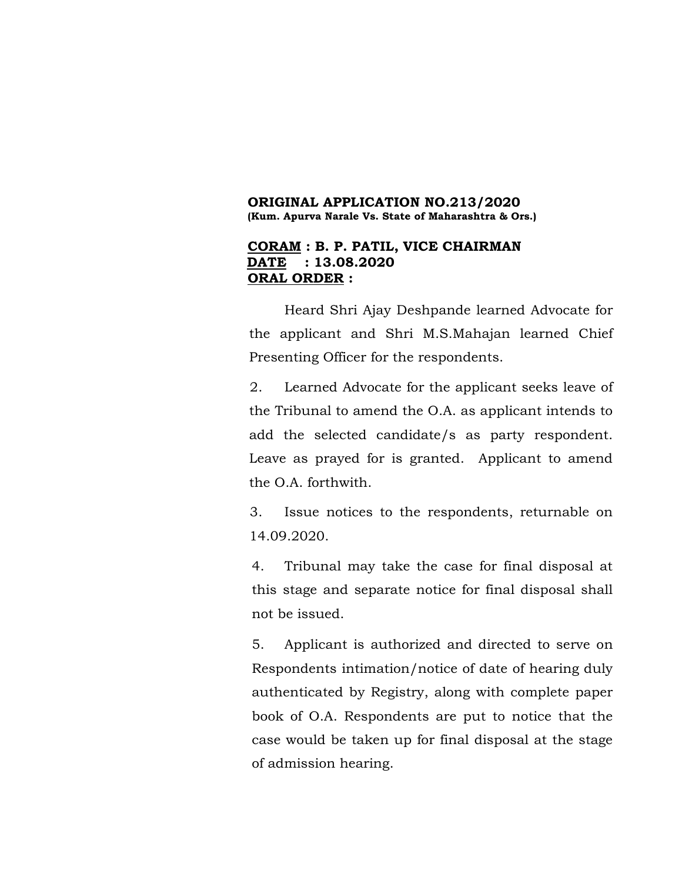**ORIGINAL APPLICATION NO.213/2020**
**(Kum. Apurva Narale Vs. State of Maharashtra & Ors.)**

**<u>CORAM</u> : B. P. PATIL, VICE CHAIRMAN**
**<u>DATE</u> : 13.08.2020**
**<u>ORAL ORDER</u> :**

Heard Shri Ajay Deshpande learned Advocate for the applicant and Shri M.S.Mahajan learned Chief Presenting Officer for the respondents.

2. Learned Advocate for the applicant seeks leave of the Tribunal to amend the O.A. as applicant intends to add the selected candidate/s as party respondent. Leave as prayed for is granted. Applicant to amend the O.A. forthwith.

3. Issue notices to the respondents, returnable on 14.09.2020.

4. Tribunal may take the case for final disposal at this stage and separate notice for final disposal shall not be issued.

5. Applicant is authorized and directed to serve on Respondents intimation/notice of date of hearing duly authenticated by Registry, along with complete paper book of O.A. Respondents are put to notice that the case would be taken up for final disposal at the stage of admission hearing.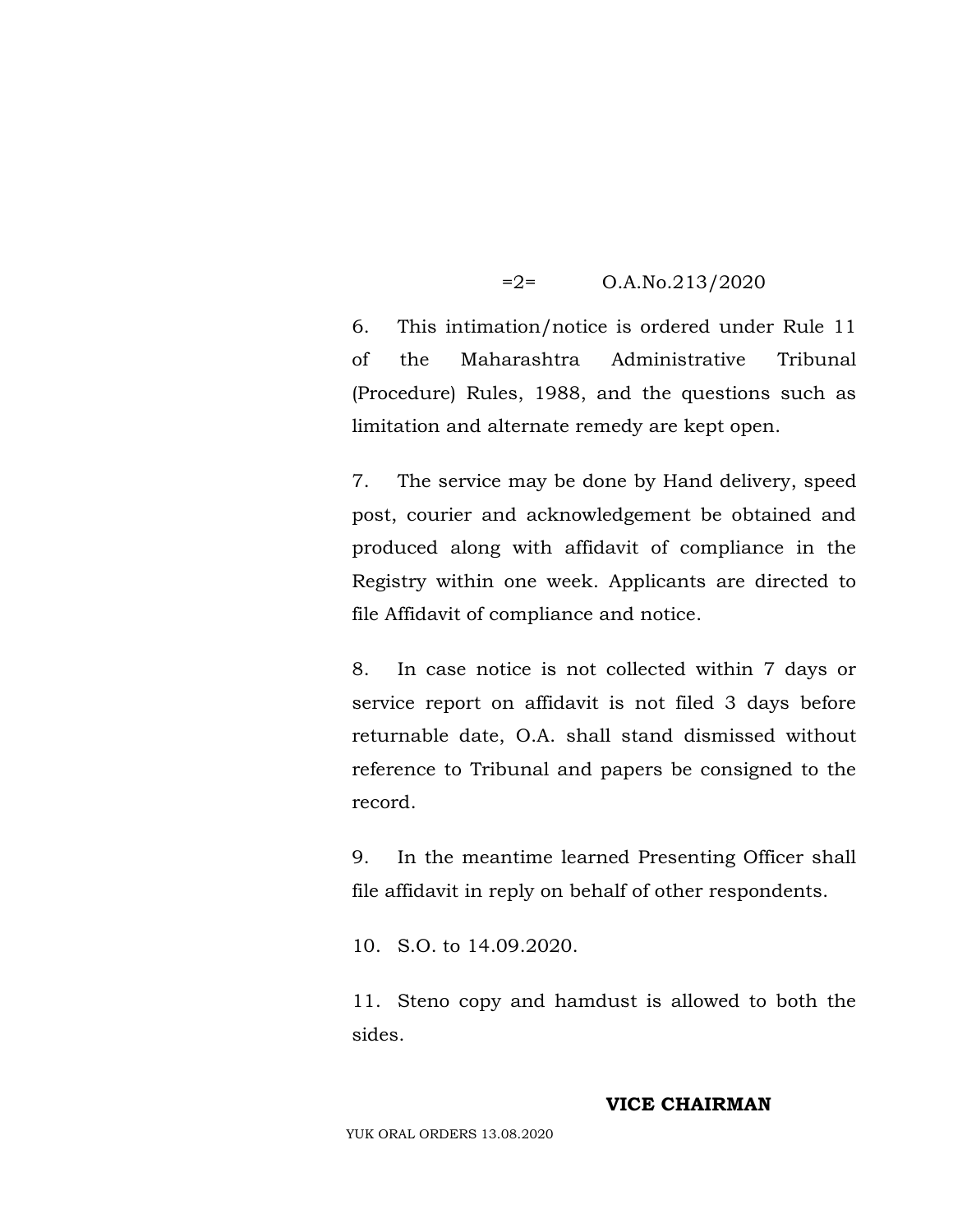=2= O.A.No.213/2020

6. This intimation/notice is ordered under Rule 11 of the Maharashtra Administrative Tribunal (Procedure) Rules, 1988, and the questions such as limitation and alternate remedy are kept open.

7. The service may be done by Hand delivery, speed post, courier and acknowledgement be obtained and produced along with affidavit of compliance in the Registry within one week. Applicants are directed to file Affidavit of compliance and notice.

8. In case notice is not collected within 7 days or service report on affidavit is not filed 3 days before returnable date, O.A. shall stand dismissed without reference to Tribunal and papers be consigned to the record.

9. In the meantime learned Presenting Officer shall file affidavit in reply on behalf of other respondents.

10. S.O. to 14.09.2020.

11. Steno copy and hamdust is allowed to both the sides.

**VICE CHAIRMAN**

YUK ORAL ORDERS 13.08.2020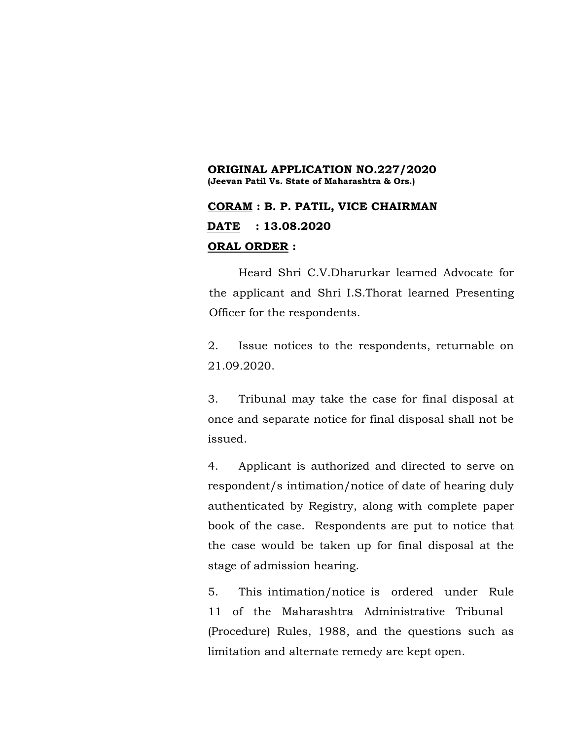**ORIGINAL APPLICATION NO.227/2020**
**(Jeevan Patil Vs. State of Maharashtra & Ors.)**

**CORAM : B. P. PATIL, VICE CHAIRMAN**

**DATE : 13.08.2020**

**ORAL ORDER :**

Heard Shri C.V.Dharurkar learned Advocate for the applicant and Shri I.S.Thorat learned Presenting Officer for the respondents.

2. Issue notices to the respondents, returnable on 21.09.2020.

3. Tribunal may take the case for final disposal at once and separate notice for final disposal shall not be issued.

4. Applicant is authorized and directed to serve on respondent/s intimation/notice of date of hearing duly authenticated by Registry, along with complete paper book of the case. Respondents are put to notice that the case would be taken up for final disposal at the stage of admission hearing.

5. This intimation/notice is ordered under Rule 11 of the Maharashtra Administrative Tribunal (Procedure) Rules, 1988, and the questions such as limitation and alternate remedy are kept open.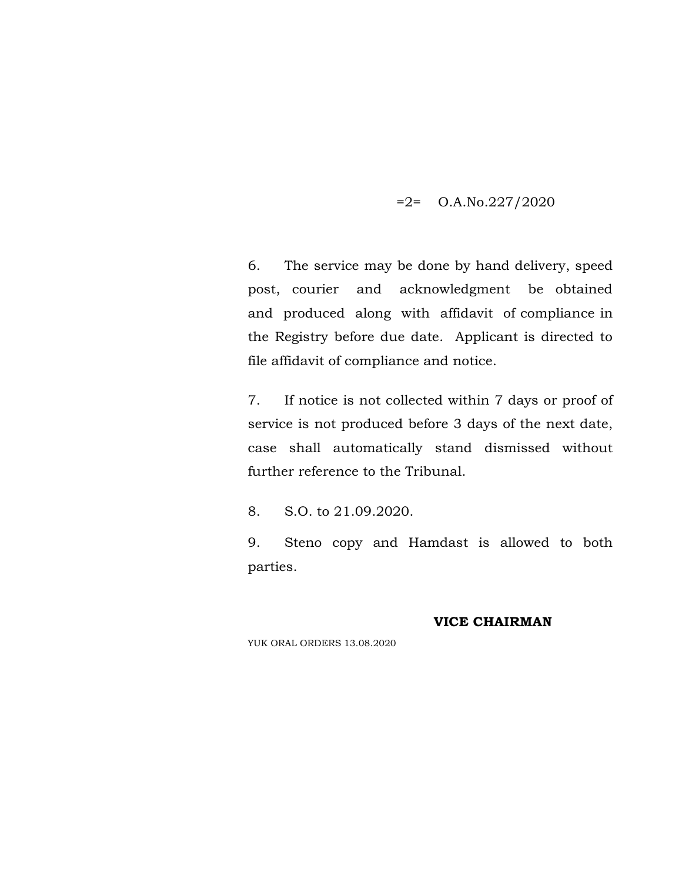=2= O.A.No.227/2020

6. The service may be done by hand delivery, speed post, courier and acknowledgment be obtained and produced along with affidavit of compliance in the Registry before due date. Applicant is directed to file affidavit of compliance and notice.

7. If notice is not collected within 7 days or proof of service is not produced before 3 days of the next date, case shall automatically stand dismissed without further reference to the Tribunal.

8. S.O. to 21.09.2020.

9. Steno copy and Hamdast is allowed to both parties.

**VICE CHAIRMAN**

YUK ORAL ORDERS 13.08.2020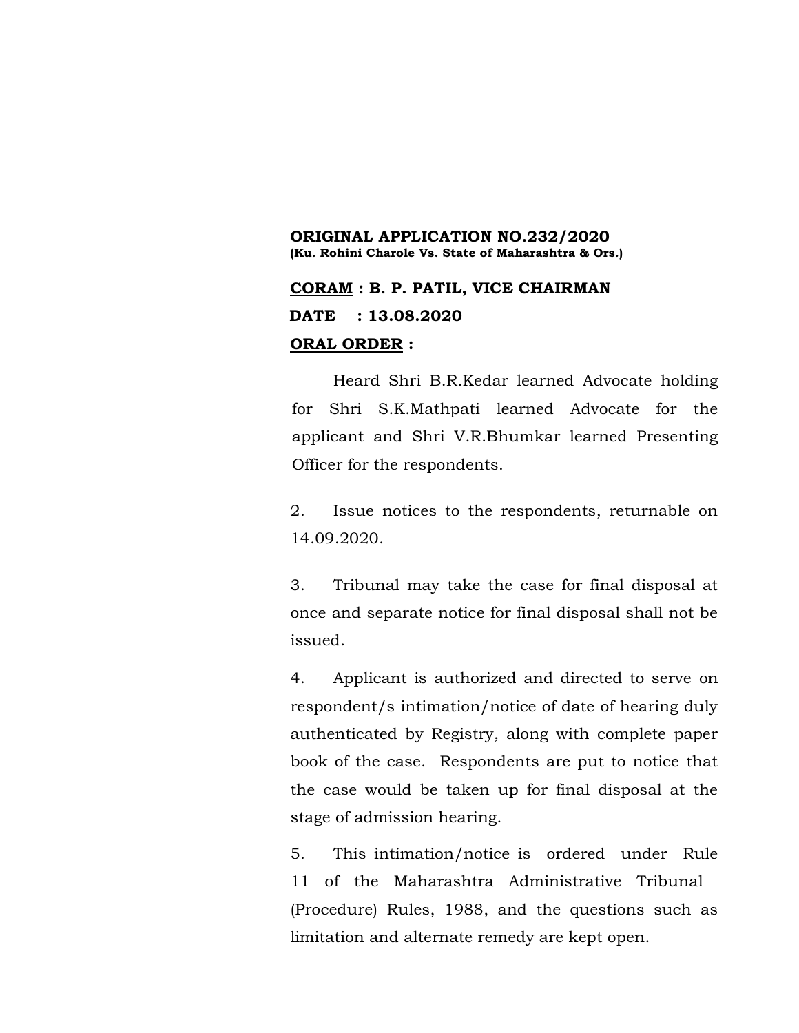**ORIGINAL APPLICATION NO.232/2020**
**(Ku. Rohini Charole Vs. State of Maharashtra & Ors.)**

**<u>CORAM</u> : B. P. PATIL, VICE CHAIRMAN**

**<u>DATE</u> : 13.08.2020**

**<u>ORAL ORDER</u> :**

Heard Shri B.R.Kedar learned Advocate holding for Shri S.K.Mathpati learned Advocate for the applicant and Shri V.R.Bhumkar learned Presenting Officer for the respondents.

2. Issue notices to the respondents, returnable on 14.09.2020.

3. Tribunal may take the case for final disposal at once and separate notice for final disposal shall not be issued.

4. Applicant is authorized and directed to serve on respondent/s intimation/notice of date of hearing duly authenticated by Registry, along with complete paper book of the case. Respondents are put to notice that the case would be taken up for final disposal at the stage of admission hearing.

5. This intimation/notice is ordered under Rule 11 of the Maharashtra Administrative Tribunal (Procedure) Rules, 1988, and the questions such as limitation and alternate remedy are kept open.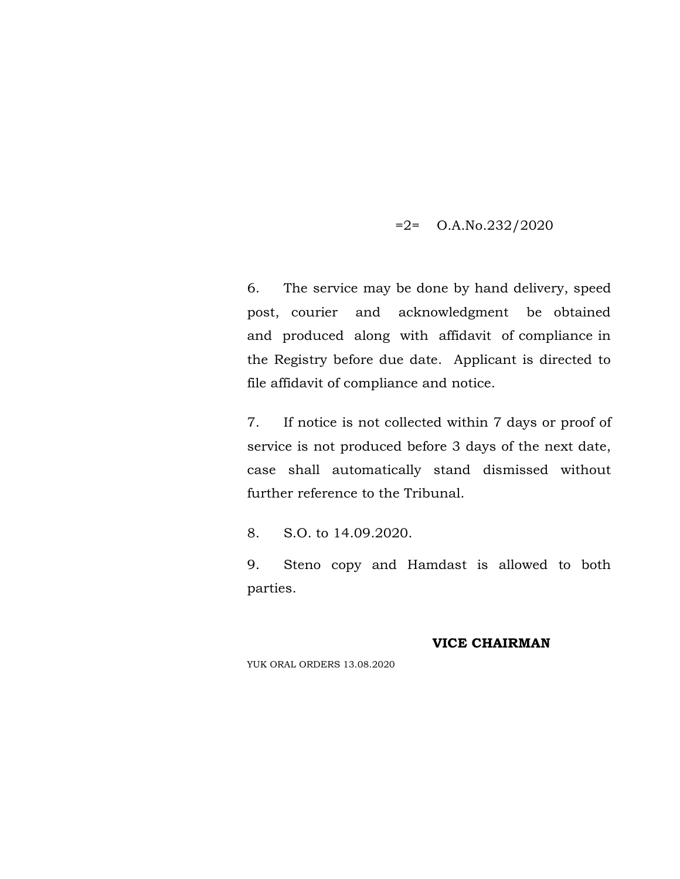=2= O.A.No.232/2020

6. The service may be done by hand delivery, speed post, courier and acknowledgment be obtained and produced along with affidavit of compliance in the Registry before due date. Applicant is directed to file affidavit of compliance and notice.

7. If notice is not collected within 7 days or proof of service is not produced before 3 days of the next date, case shall automatically stand dismissed without further reference to the Tribunal.

8. S.O. to 14.09.2020.

9. Steno copy and Hamdast is allowed to both parties.

**VICE CHAIRMAN**

YUK ORAL ORDERS 13.08.2020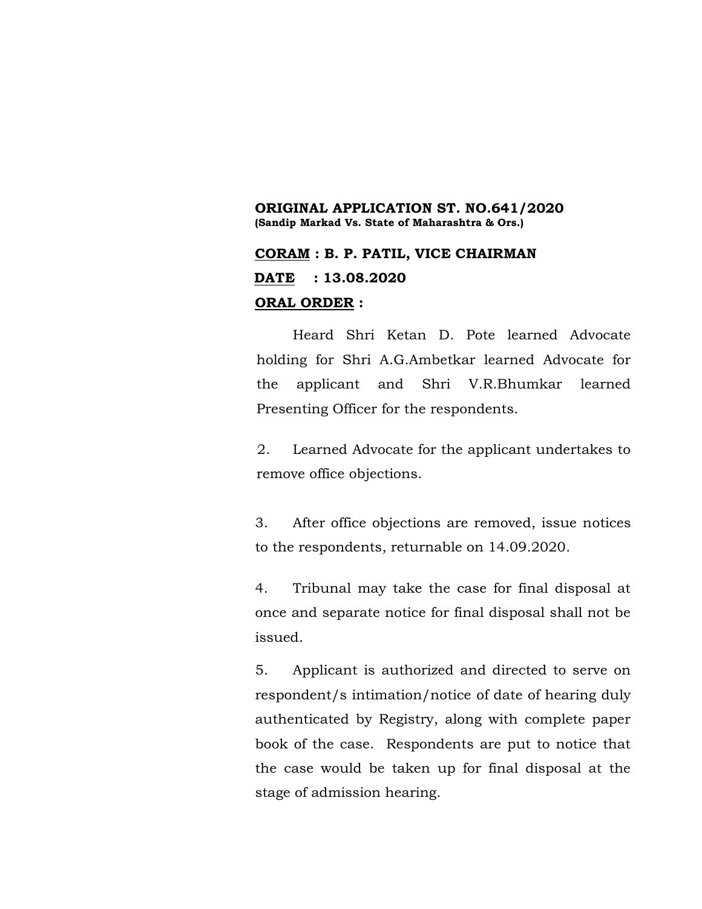**ORIGINAL APPLICATION ST. NO.641/2020**
**(Sandip Markad Vs. State of Maharashtra & Ors.)**

**CORAM : B. P. PATIL, VICE CHAIRMAN**

**DATE : 13.08.2020**

**ORAL ORDER :**

Heard Shri Ketan D. Pote learned Advocate holding for Shri A.G.Ambetkar learned Advocate for the applicant and Shri V.R.Bhumkar learned Presenting Officer for the respondents.

2. Learned Advocate for the applicant undertakes to remove office objections.

3. After office objections are removed, issue notices to the respondents, returnable on 14.09.2020.

4. Tribunal may take the case for final disposal at once and separate notice for final disposal shall not be issued.

5. Applicant is authorized and directed to serve on respondent/s intimation/notice of date of hearing duly authenticated by Registry, along with complete paper book of the case. Respondents are put to notice that the case would be taken up for final disposal at the stage of admission hearing.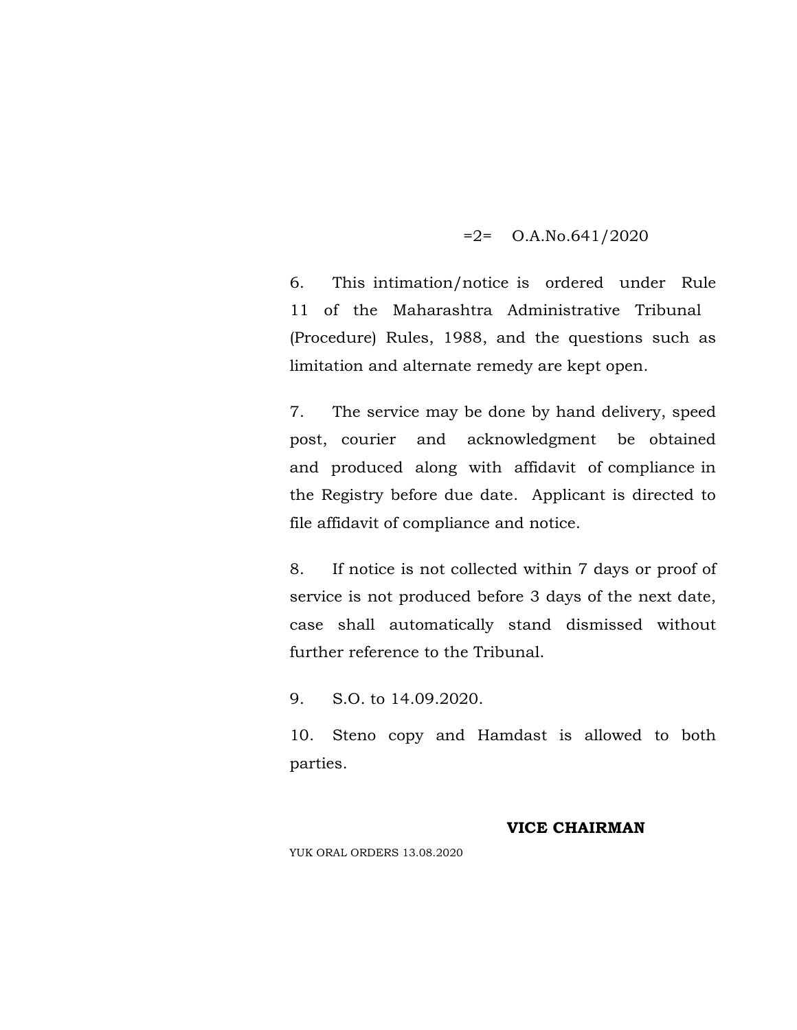=2= O.A.No.641/2020

6. This intimation/notice is ordered under Rule 11 of the Maharashtra Administrative Tribunal (Procedure) Rules, 1988, and the questions such as limitation and alternate remedy are kept open.

7. The service may be done by hand delivery, speed post, courier and acknowledgment be obtained and produced along with affidavit of compliance in the Registry before due date. Applicant is directed to file affidavit of compliance and notice.

8. If notice is not collected within 7 days or proof of service is not produced before 3 days of the next date, case shall automatically stand dismissed without further reference to the Tribunal.

9. S.O. to 14.09.2020.

10. Steno copy and Hamdast is allowed to both parties.

**VICE CHAIRMAN**

YUK ORAL ORDERS 13.08.2020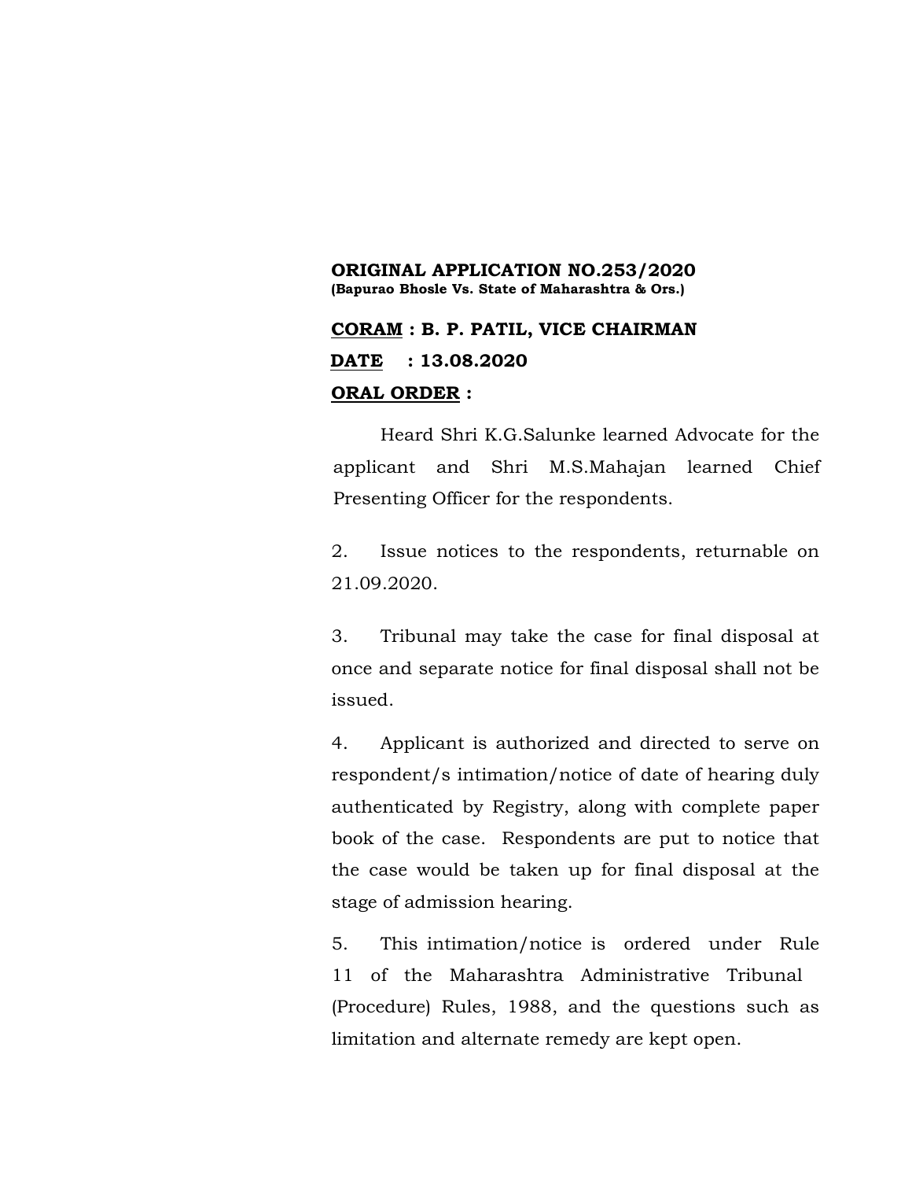**ORIGINAL APPLICATION NO.253/2020**
**(Bapurao Bhosle Vs. State of Maharashtra & Ors.)**

**CORAM : B. P. PATIL, VICE CHAIRMAN**

**DATE : 13.08.2020**

**ORAL ORDER :**

Heard Shri K.G.Salunke learned Advocate for the applicant and Shri M.S.Mahajan learned Chief Presenting Officer for the respondents.

2. Issue notices to the respondents, returnable on 21.09.2020.

3. Tribunal may take the case for final disposal at once and separate notice for final disposal shall not be issued.

4. Applicant is authorized and directed to serve on respondent/s intimation/notice of date of hearing duly authenticated by Registry, along with complete paper book of the case. Respondents are put to notice that the case would be taken up for final disposal at the stage of admission hearing.

5. This intimation/notice is ordered under Rule 11 of the Maharashtra Administrative Tribunal (Procedure) Rules, 1988, and the questions such as limitation and alternate remedy are kept open.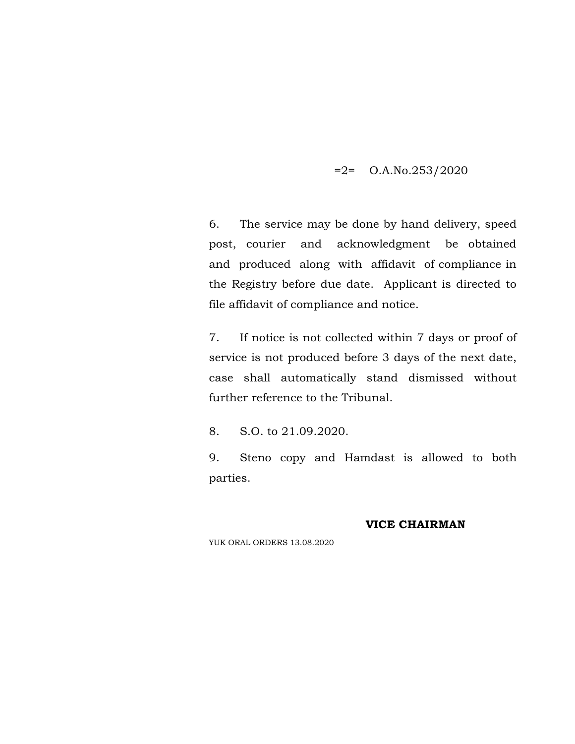=2= O.A.No.253/2020

6. The service may be done by hand delivery, speed post, courier and acknowledgment be obtained and produced along with affidavit of compliance in the Registry before due date. Applicant is directed to file affidavit of compliance and notice.

7. If notice is not collected within 7 days or proof of service is not produced before 3 days of the next date, case shall automatically stand dismissed without further reference to the Tribunal.

8. S.O. to 21.09.2020.

9. Steno copy and Hamdast is allowed to both parties.

**VICE CHAIRMAN**

YUK ORAL ORDERS 13.08.2020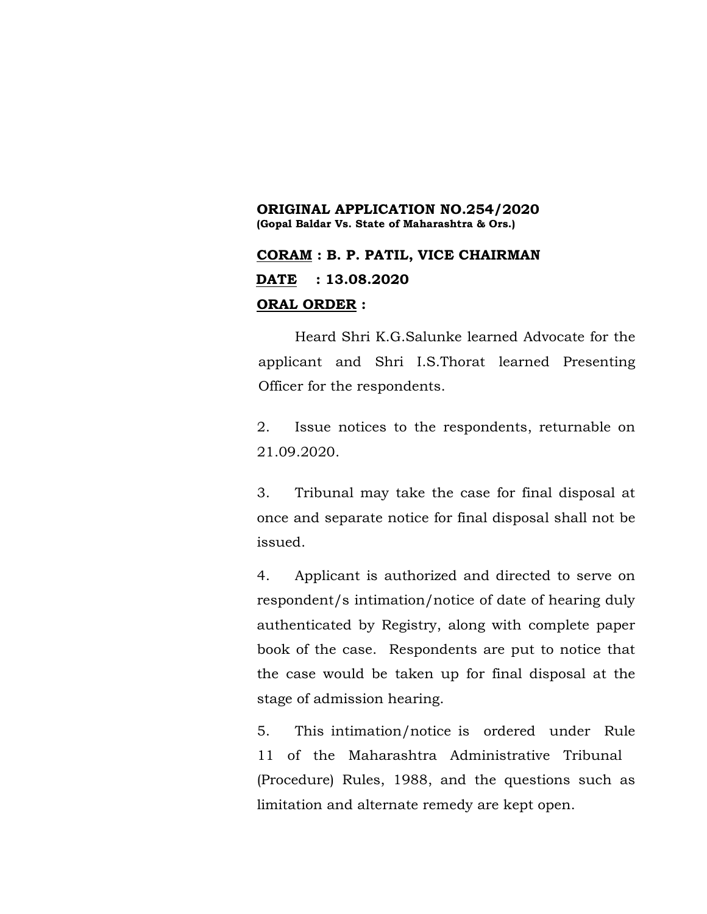**ORIGINAL APPLICATION NO.254/2020**
**(Gopal Baldar Vs. State of Maharashtra & Ors.)**

**CORAM : B. P. PATIL, VICE CHAIRMAN**

**DATE : 13.08.2020**

**ORAL ORDER :**

Heard Shri K.G.Salunke learned Advocate for the applicant and Shri I.S.Thorat learned Presenting Officer for the respondents.

2. Issue notices to the respondents, returnable on 21.09.2020.

3. Tribunal may take the case for final disposal at once and separate notice for final disposal shall not be issued.

4. Applicant is authorized and directed to serve on respondent/s intimation/notice of date of hearing duly authenticated by Registry, along with complete paper book of the case. Respondents are put to notice that the case would be taken up for final disposal at the stage of admission hearing.

5. This intimation/notice is ordered under Rule 11 of the Maharashtra Administrative Tribunal (Procedure) Rules, 1988, and the questions such as limitation and alternate remedy are kept open.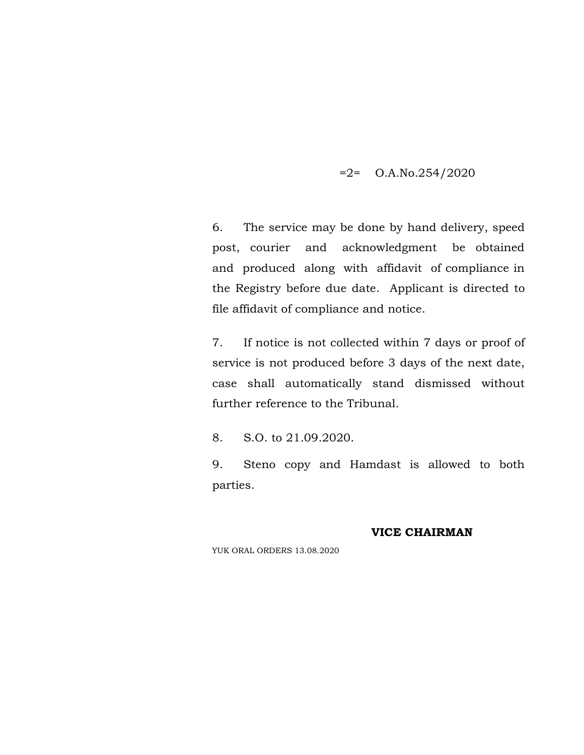6. The service may be done by hand delivery, speed post, courier and acknowledgment be obtained and produced along with affidavit of compliance in the Registry before due date. Applicant is directed to file affidavit of compliance and notice.

7. If notice is not collected within 7 days or proof of service is not produced before 3 days of the next date, case shall automatically stand dismissed without further reference to the Tribunal.

8. S.O. to 21.09.2020.

9. Steno copy and Hamdast is allowed to both parties.

**VICE CHAIRMAN**

YUK ORAL ORDERS 13.08.2020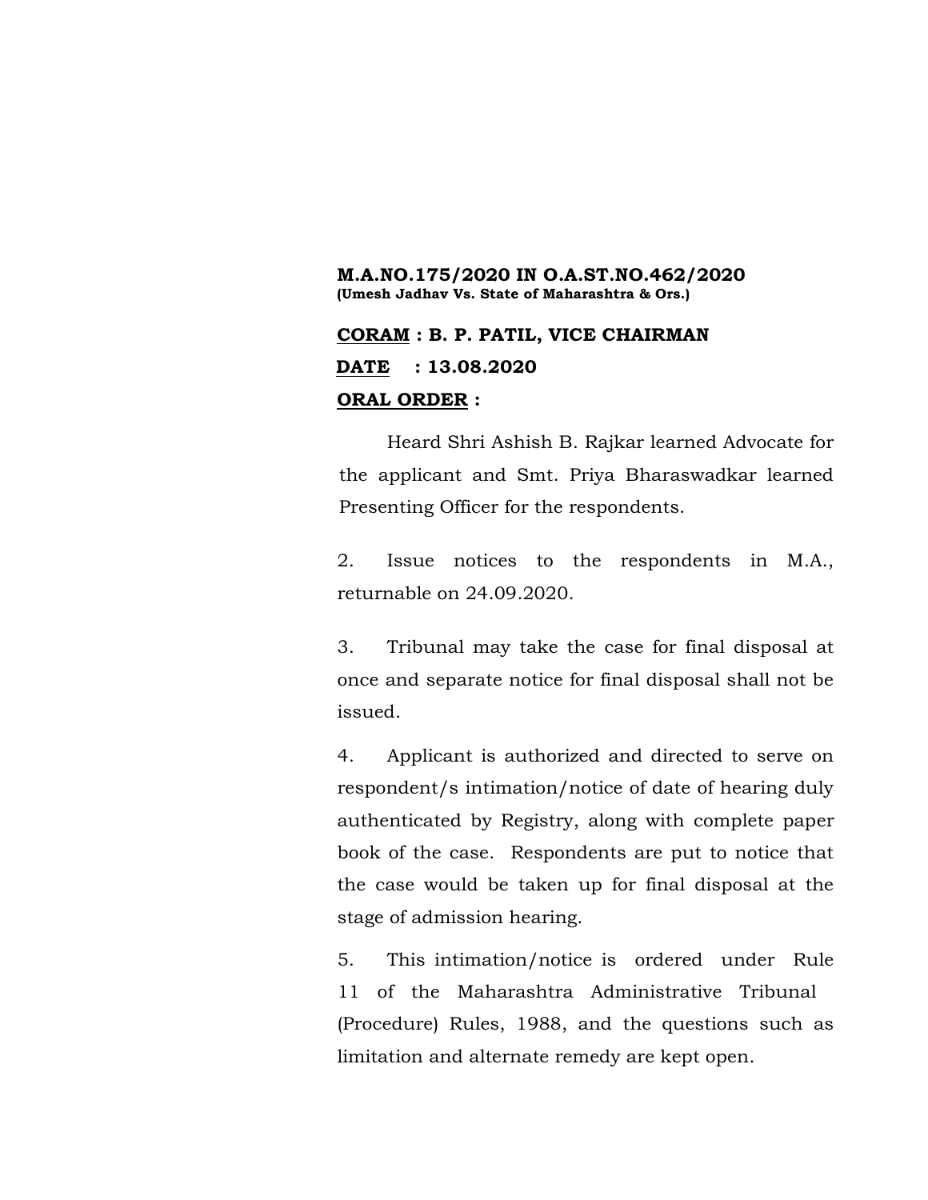**M.A.NO.175/2020 IN O.A.ST.NO.462/2020**
**(Umesh Jadhav Vs. State of Maharashtra & Ors.)**

**CORAM : B. P. PATIL, VICE CHAIRMAN**

**DATE : 13.08.2020**

**ORAL ORDER :**

Heard Shri Ashish B. Rajkar learned Advocate for the applicant and Smt. Priya Bharaswadkar learned Presenting Officer for the respondents.

2. Issue notices to the respondents in M.A., returnable on 24.09.2020.

3. Tribunal may take the case for final disposal at once and separate notice for final disposal shall not be issued.

4. Applicant is authorized and directed to serve on respondent/s intimation/notice of date of hearing duly authenticated by Registry, along with complete paper book of the case. Respondents are put to notice that the case would be taken up for final disposal at the stage of admission hearing.

5. This intimation/notice is ordered under Rule 11 of the Maharashtra Administrative Tribunal (Procedure) Rules, 1988, and the questions such as limitation and alternate remedy are kept open.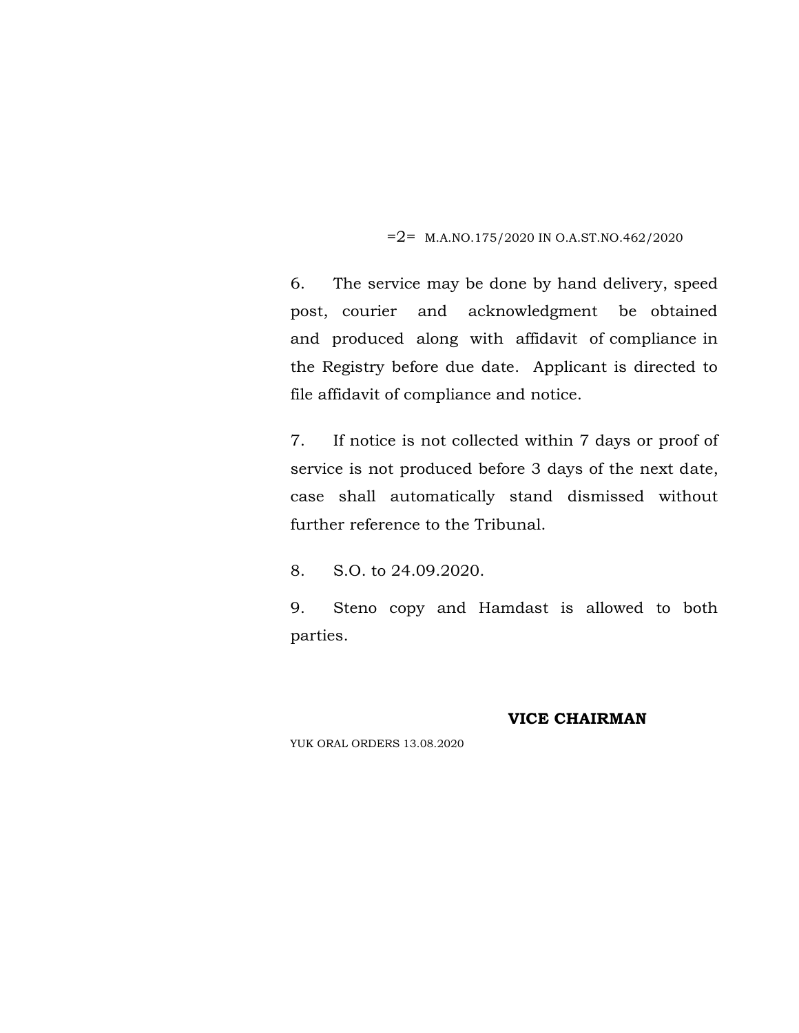=2= M.A.NO.175/2020 IN O.A.ST.NO.462/2020

6. The service may be done by hand delivery, speed post, courier and acknowledgment be obtained and produced along with affidavit of compliance in the Registry before due date. Applicant is directed to file affidavit of compliance and notice.

7. If notice is not collected within 7 days or proof of service is not produced before 3 days of the next date, case shall automatically stand dismissed without further reference to the Tribunal.

8. S.O. to 24.09.2020.

9. Steno copy and Hamdast is allowed to both parties.

**VICE CHAIRMAN**

YUK ORAL ORDERS 13.08.2020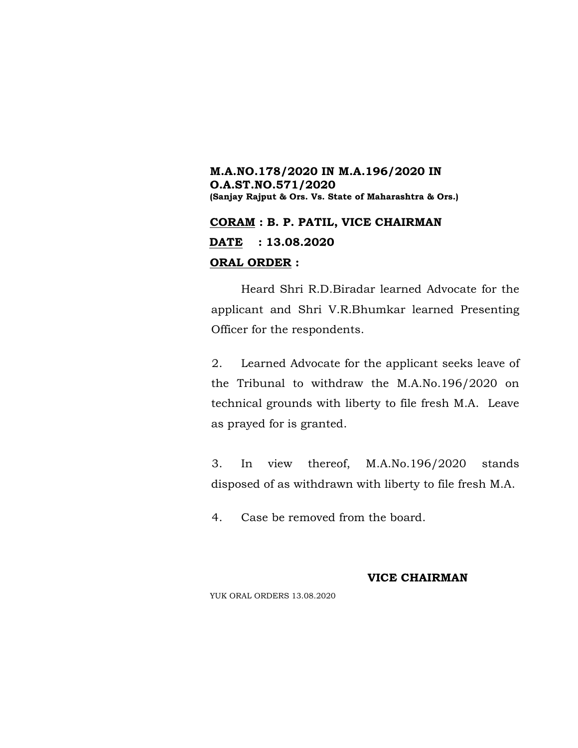**M.A.NO.178/2020 IN M.A.196/2020 IN O.A.ST.NO.571/2020**
**(Sanjay Rajput & Ors. Vs. State of Maharashtra & Ors.)**

**<u>CORAM</u> : B. P. PATIL, VICE CHAIRMAN**

**<u>DATE</u> : 13.08.2020**

**<u>ORAL ORDER</u> :**

Heard Shri R.D.Biradar learned Advocate for the applicant and Shri V.R.Bhumkar learned Presenting Officer for the respondents.

2. Learned Advocate for the applicant seeks leave of the Tribunal to withdraw the M.A.No.196/2020 on technical grounds with liberty to file fresh M.A. Leave as prayed for is granted.

3. In view thereof, M.A.No.196/2020 stands disposed of as withdrawn with liberty to file fresh M.A.

4. Case be removed from the board.

**VICE CHAIRMAN**

YUK ORAL ORDERS 13.08.2020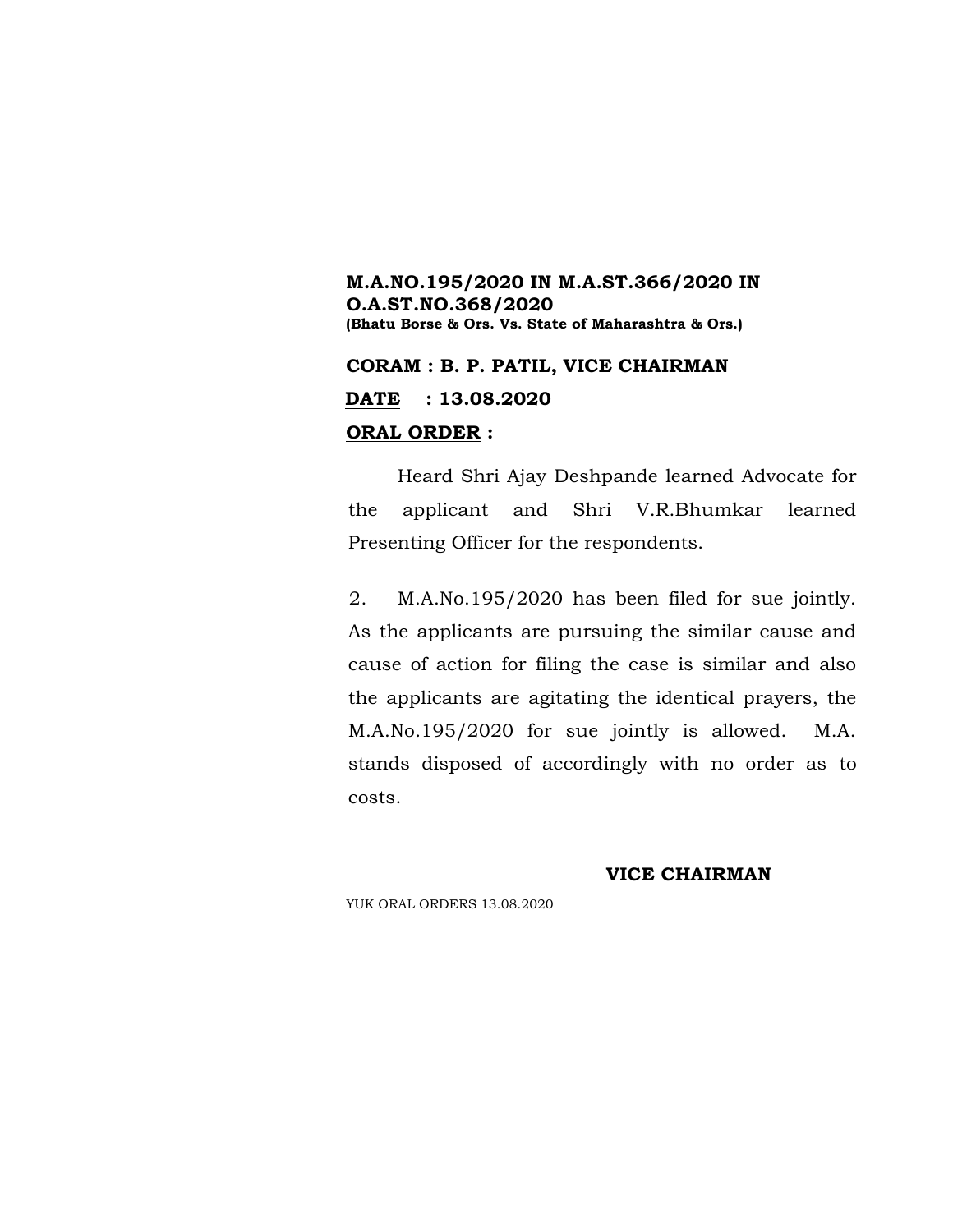**M.A.NO.195/2020 IN M.A.ST.366/2020 IN O.A.ST.NO.368/2020**
**(Bhatu Borse & Ors. Vs. State of Maharashtra & Ors.)**

**CORAM : B. P. PATIL, VICE CHAIRMAN**

**DATE : 13.08.2020**

**ORAL ORDER :**

Heard Shri Ajay Deshpande learned Advocate for the applicant and Shri V.R.Bhumkar learned Presenting Officer for the respondents.

2. M.A.No.195/2020 has been filed for sue jointly. As the applicants are pursuing the similar cause and cause of action for filing the case is similar and also the applicants are agitating the identical prayers, the M.A.No.195/2020 for sue jointly is allowed. M.A. stands disposed of accordingly with no order as to costs.

**VICE CHAIRMAN**

YUK ORAL ORDERS 13.08.2020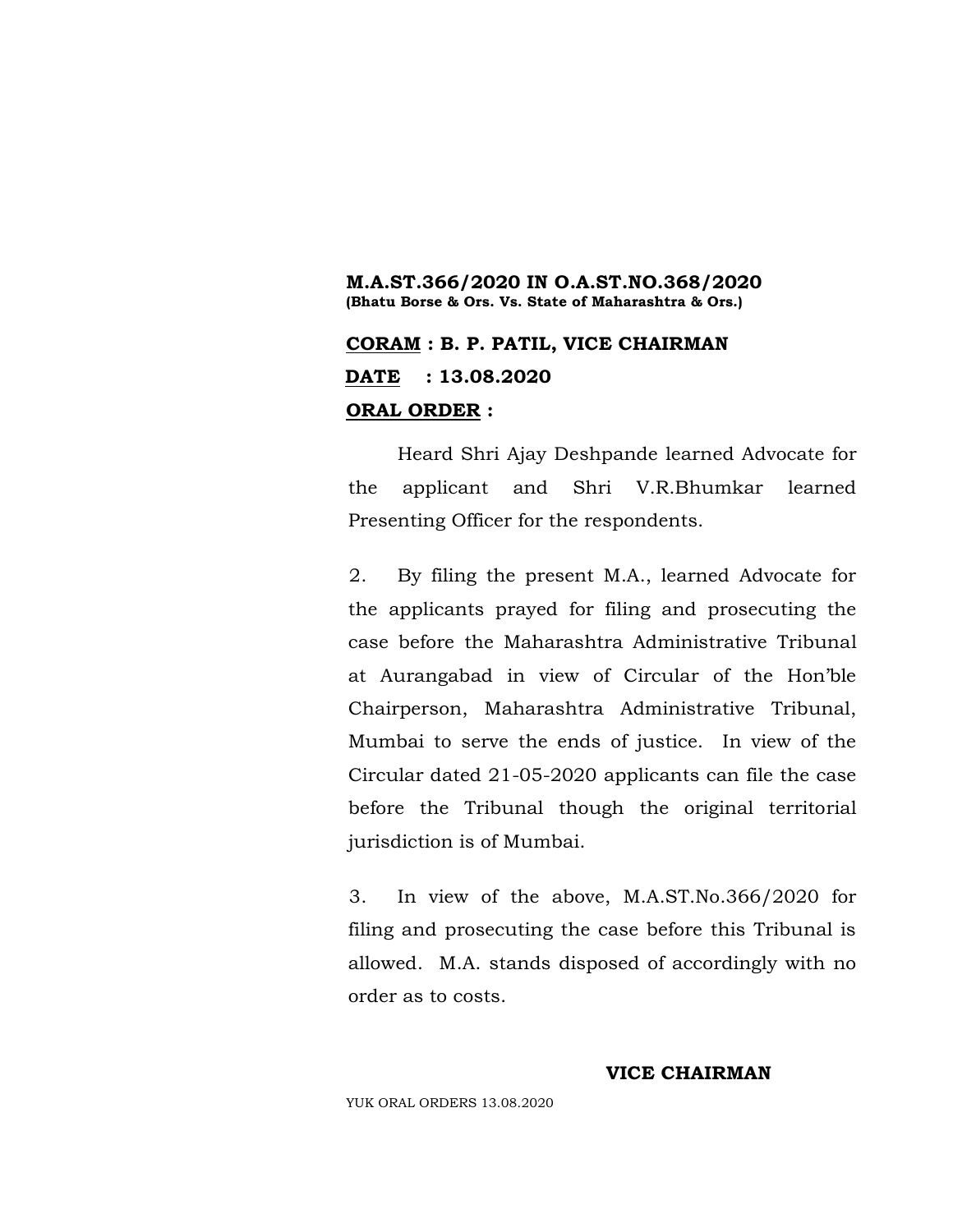**M.A.ST.366/2020 IN O.A.ST.NO.368/2020**
**(Bhatu Borse & Ors. Vs. State of Maharashtra & Ors.)**

**CORAM : B. P. PATIL, VICE CHAIRMAN**

**DATE : 13.08.2020**

**ORAL ORDER :**

Heard Shri Ajay Deshpande learned Advocate for the applicant and Shri V.R.Bhumkar learned Presenting Officer for the respondents.

2. By filing the present M.A., learned Advocate for the applicants prayed for filing and prosecuting the case before the Maharashtra Administrative Tribunal at Aurangabad in view of Circular of the Hon'ble Chairperson, Maharashtra Administrative Tribunal, Mumbai to serve the ends of justice. In view of the Circular dated 21-05-2020 applicants can file the case before the Tribunal though the original territorial jurisdiction is of Mumbai.

3. In view of the above, M.A.ST.No.366/2020 for filing and prosecuting the case before this Tribunal is allowed. M.A. stands disposed of accordingly with no order as to costs.

**VICE CHAIRMAN**

YUK ORAL ORDERS 13.08.2020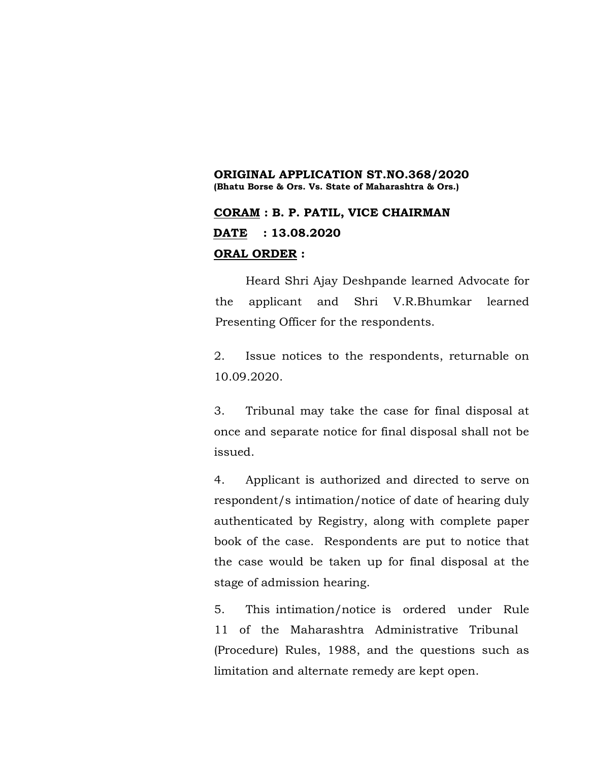**ORIGINAL APPLICATION ST.NO.368/2020**
**(Bhatu Borse & Ors. Vs. State of Maharashtra & Ors.)**

**CORAM : B. P. PATIL, VICE CHAIRMAN**

**DATE : 13.08.2020**

**ORAL ORDER :**

Heard Shri Ajay Deshpande learned Advocate for the applicant and Shri V.R.Bhumkar learned Presenting Officer for the respondents.

2. Issue notices to the respondents, returnable on 10.09.2020.

3. Tribunal may take the case for final disposal at once and separate notice for final disposal shall not be issued.

4. Applicant is authorized and directed to serve on respondent/s intimation/notice of date of hearing duly authenticated by Registry, along with complete paper book of the case. Respondents are put to notice that the case would be taken up for final disposal at the stage of admission hearing.

5. This intimation/notice is ordered under Rule 11 of the Maharashtra Administrative Tribunal (Procedure) Rules, 1988, and the questions such as limitation and alternate remedy are kept open.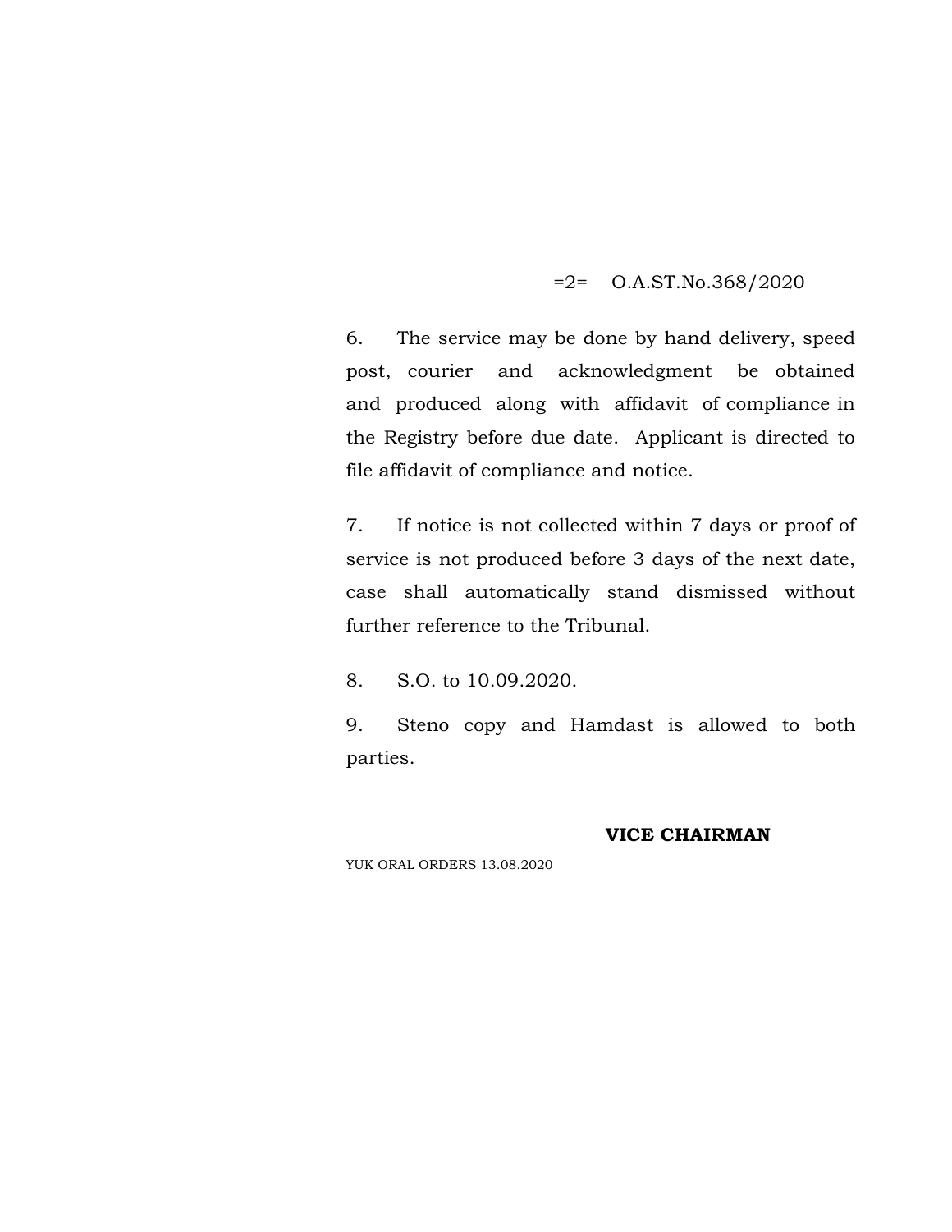=2= O.A.ST.No.368/2020

6. The service may be done by hand delivery, speed post, courier and acknowledgment be obtained and produced along with affidavit of compliance in the Registry before due date. Applicant is directed to file affidavit of compliance and notice.

7. If notice is not collected within 7 days or proof of service is not produced before 3 days of the next date, case shall automatically stand dismissed without further reference to the Tribunal.

8. S.O. to 10.09.2020.

9. Steno copy and Hamdast is allowed to both parties.

**VICE CHAIRMAN**

YUK ORAL ORDERS 13.08.2020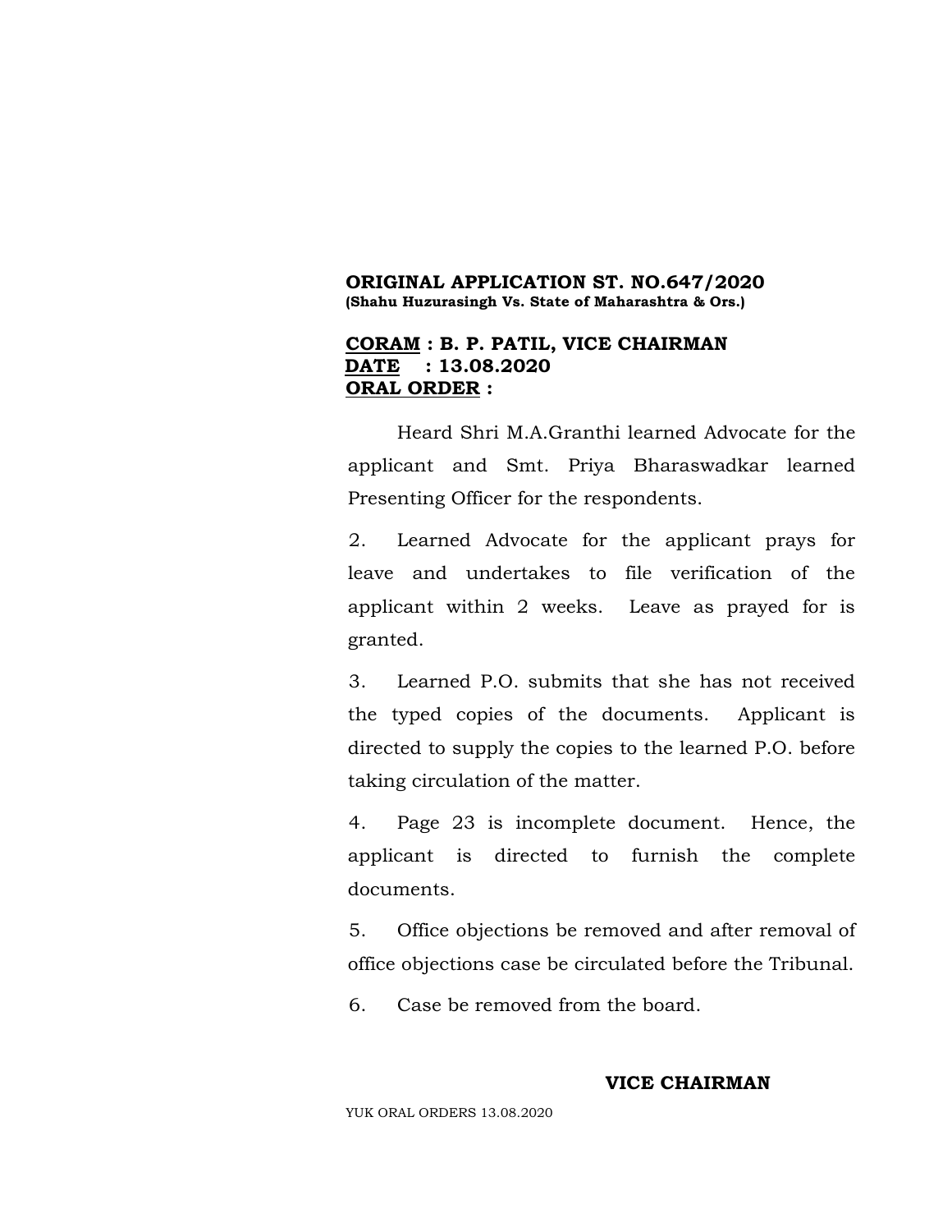**ORIGINAL APPLICATION ST. NO.647/2020**
**(Shahu Huzurasingh Vs. State of Maharashtra & Ors.)**

**CORAM : B. P. PATIL, VICE CHAIRMAN**
**DATE : 13.08.2020**
**ORAL ORDER :**

Heard Shri M.A.Granthi learned Advocate for the applicant and Smt. Priya Bharaswadkar learned Presenting Officer for the respondents.

2. Learned Advocate for the applicant prays for leave and undertakes to file verification of the applicant within 2 weeks. Leave as prayed for is granted.

3. Learned P.O. submits that she has not received the typed copies of the documents. Applicant is directed to supply the copies to the learned P.O. before taking circulation of the matter.

4. Page 23 is incomplete document. Hence, the applicant is directed to furnish the complete documents.

5. Office objections be removed and after removal of office objections case be circulated before the Tribunal.

6. Case be removed from the board.

**VICE CHAIRMAN**

YUK ORAL ORDERS 13.08.2020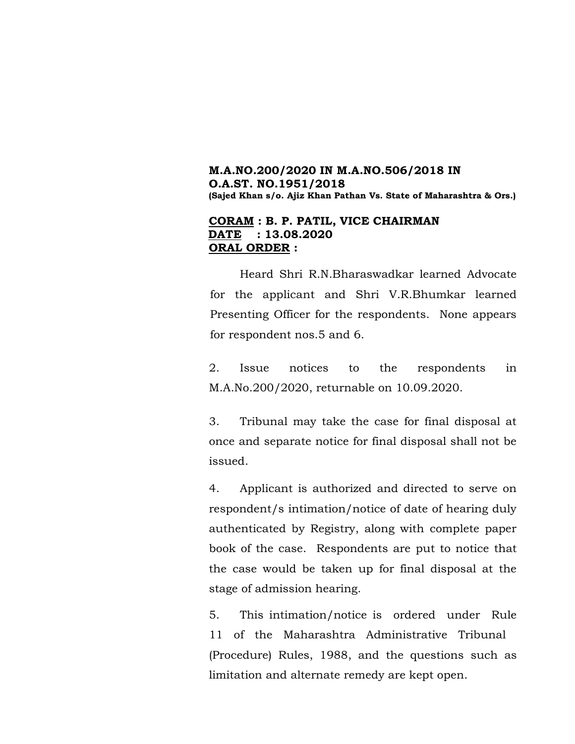**M.A.NO.200/2020 IN M.A.NO.506/2018 IN O.A.ST. NO.1951/2018**
**(Sajed Khan s/o. Ajiz Khan Pathan Vs. State of Maharashtra & Ors.)**

**CORAM : B. P. PATIL, VICE CHAIRMAN**
**DATE : 13.08.2020**
**ORAL ORDER :**

Heard Shri R.N.Bharaswadkar learned Advocate for the applicant and Shri V.R.Bhumkar learned Presenting Officer for the respondents. None appears for respondent nos.5 and 6.

2. Issue notices to the respondents in M.A.No.200/2020, returnable on 10.09.2020.

3. Tribunal may take the case for final disposal at once and separate notice for final disposal shall not be issued.

4. Applicant is authorized and directed to serve on respondent/s intimation/notice of date of hearing duly authenticated by Registry, along with complete paper book of the case. Respondents are put to notice that the case would be taken up for final disposal at the stage of admission hearing.

5. This intimation/notice is ordered under Rule 11 of the Maharashtra Administrative Tribunal (Procedure) Rules, 1988, and the questions such as limitation and alternate remedy are kept open.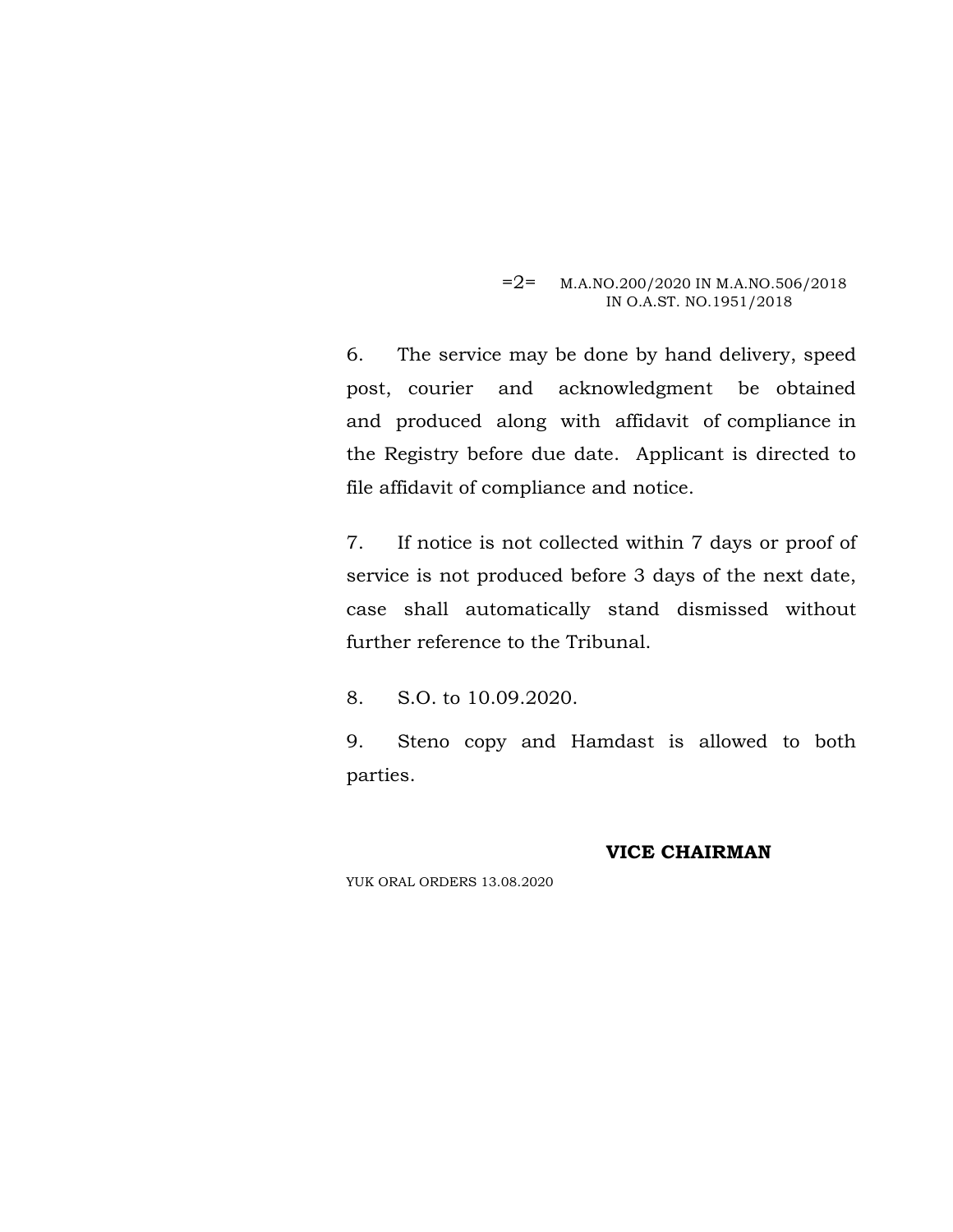6. The service may be done by hand delivery, speed post, courier and acknowledgment be obtained and produced along with affidavit of compliance in the Registry before due date. Applicant is directed to file affidavit of compliance and notice.

7. If notice is not collected within 7 days or proof of service is not produced before 3 days of the next date, case shall automatically stand dismissed without further reference to the Tribunal.

8. S.O. to 10.09.2020.

9. Steno copy and Hamdast is allowed to both parties.

**VICE CHAIRMAN**

YUK ORAL ORDERS 13.08.2020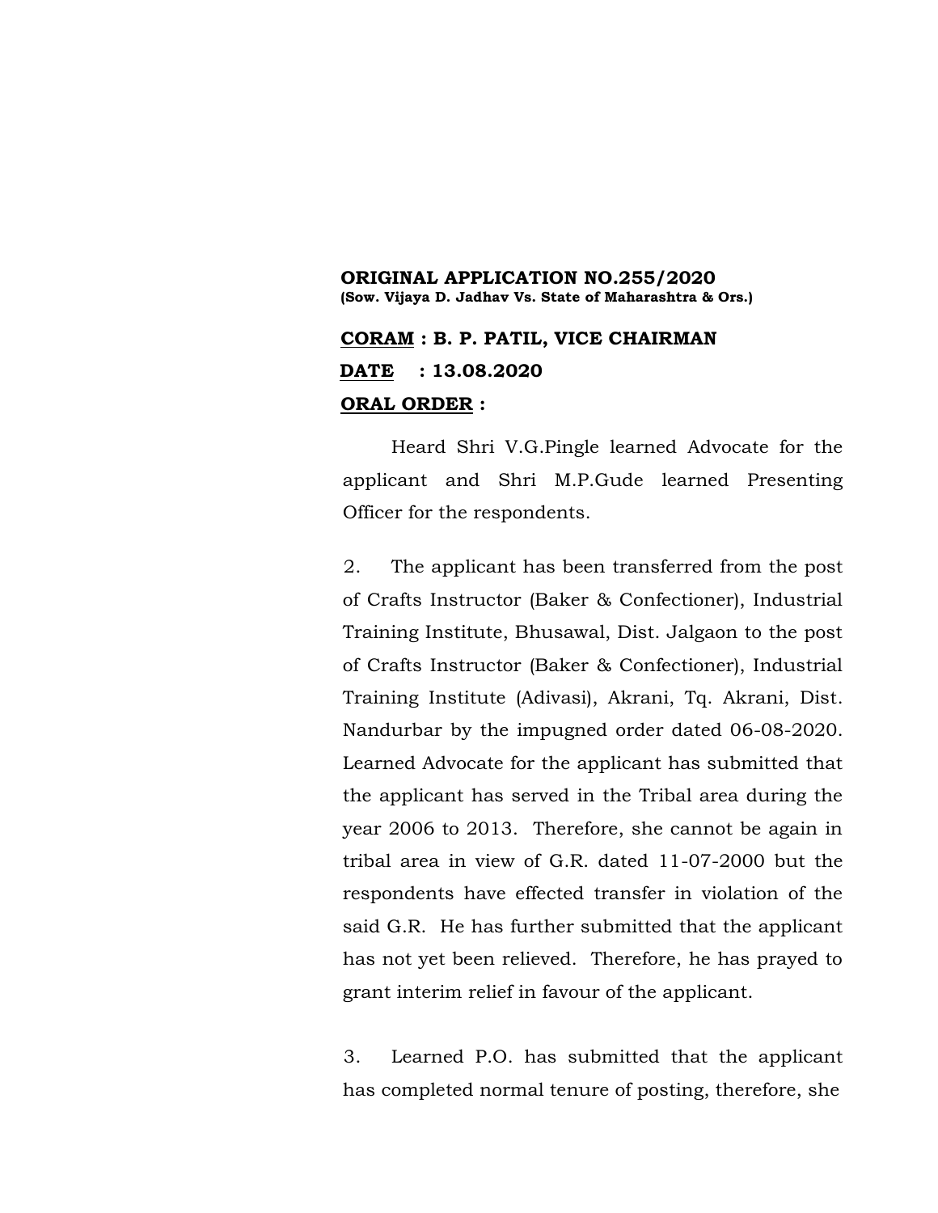**ORIGINAL APPLICATION NO.255/2020**
**(Sow. Vijaya D. Jadhav Vs. State of Maharashtra & Ors.)**

**CORAM : B. P. PATIL, VICE CHAIRMAN**

**DATE : 13.08.2020**

**ORAL ORDER :**

Heard Shri V.G.Pingle learned Advocate for the applicant and Shri M.P.Gude learned Presenting Officer for the respondents.

2. The applicant has been transferred from the post of Crafts Instructor (Baker & Confectioner), Industrial Training Institute, Bhusawal, Dist. Jalgaon to the post of Crafts Instructor (Baker & Confectioner), Industrial Training Institute (Adivasi), Akrani, Tq. Akrani, Dist. Nandurbar by the impugned order dated 06-08-2020. Learned Advocate for the applicant has submitted that the applicant has served in the Tribal area during the year 2006 to 2013. Therefore, she cannot be again in tribal area in view of G.R. dated 11-07-2000 but the respondents have effected transfer in violation of the said G.R. He has further submitted that the applicant has not yet been relieved. Therefore, he has prayed to grant interim relief in favour of the applicant.

3. Learned P.O. has submitted that the applicant has completed normal tenure of posting, therefore, she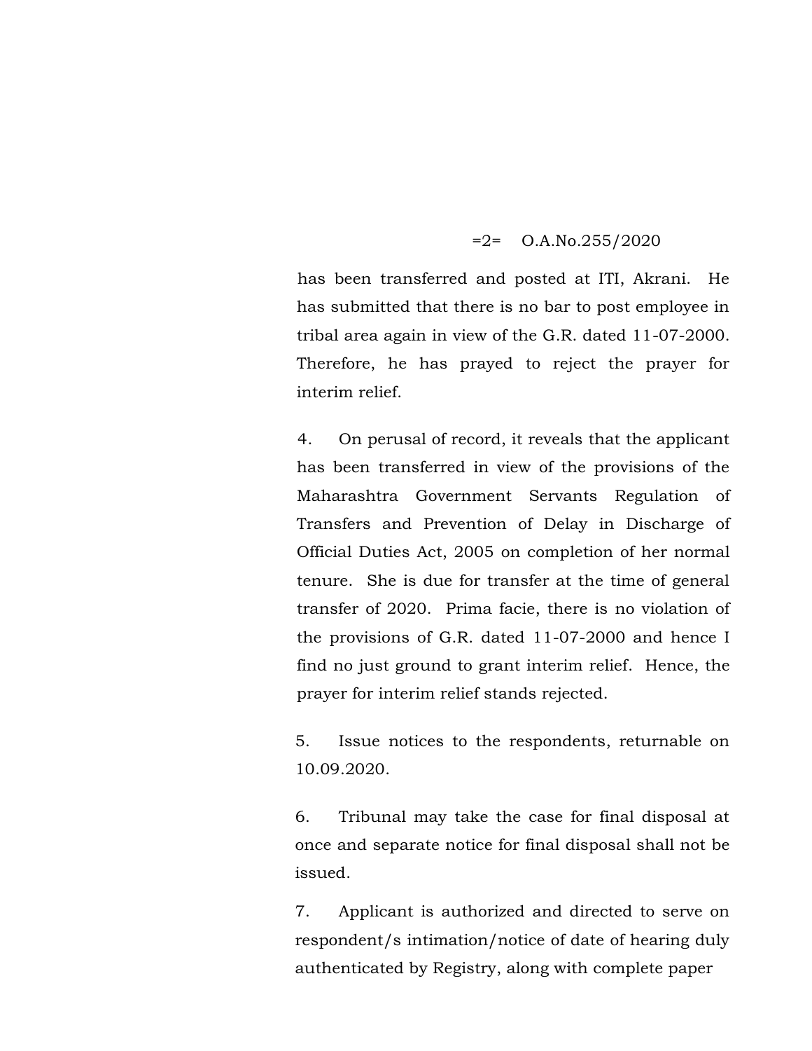has been transferred and posted at ITI, Akrani. He has submitted that there is no bar to post employee in tribal area again in view of the G.R. dated 11-07-2000. Therefore, he has prayed to reject the prayer for interim relief.

4. On perusal of record, it reveals that the applicant has been transferred in view of the provisions of the Maharashtra Government Servants Regulation of Transfers and Prevention of Delay in Discharge of Official Duties Act, 2005 on completion of her normal tenure. She is due for transfer at the time of general transfer of 2020. Prima facie, there is no violation of the provisions of G.R. dated 11-07-2000 and hence I find no just ground to grant interim relief. Hence, the prayer for interim relief stands rejected.

5. Issue notices to the respondents, returnable on 10.09.2020.

6. Tribunal may take the case for final disposal at once and separate notice for final disposal shall not be issued.

7. Applicant is authorized and directed to serve on respondent/s intimation/notice of date of hearing duly authenticated by Registry, along with complete paper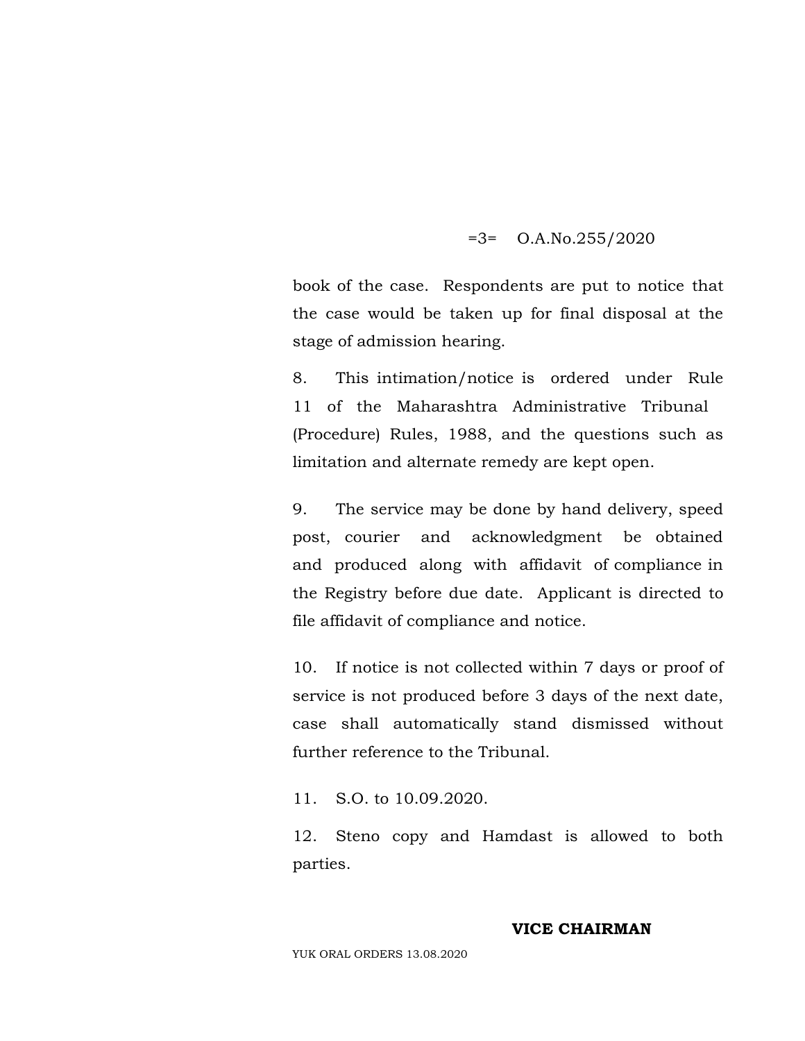book of the case. Respondents are put to notice that the case would be taken up for final disposal at the stage of admission hearing.

8. This intimation/notice is ordered under Rule 11 of the Maharashtra Administrative Tribunal (Procedure) Rules, 1988, and the questions such as limitation and alternate remedy are kept open.

9. The service may be done by hand delivery, speed post, courier and acknowledgment be obtained and produced along with affidavit of compliance in the Registry before due date. Applicant is directed to file affidavit of compliance and notice.

10. If notice is not collected within 7 days or proof of service is not produced before 3 days of the next date, case shall automatically stand dismissed without further reference to the Tribunal.

11. S.O. to 10.09.2020.

12. Steno copy and Hamdast is allowed to both parties.

**VICE CHAIRMAN**

YUK ORAL ORDERS 13.08.2020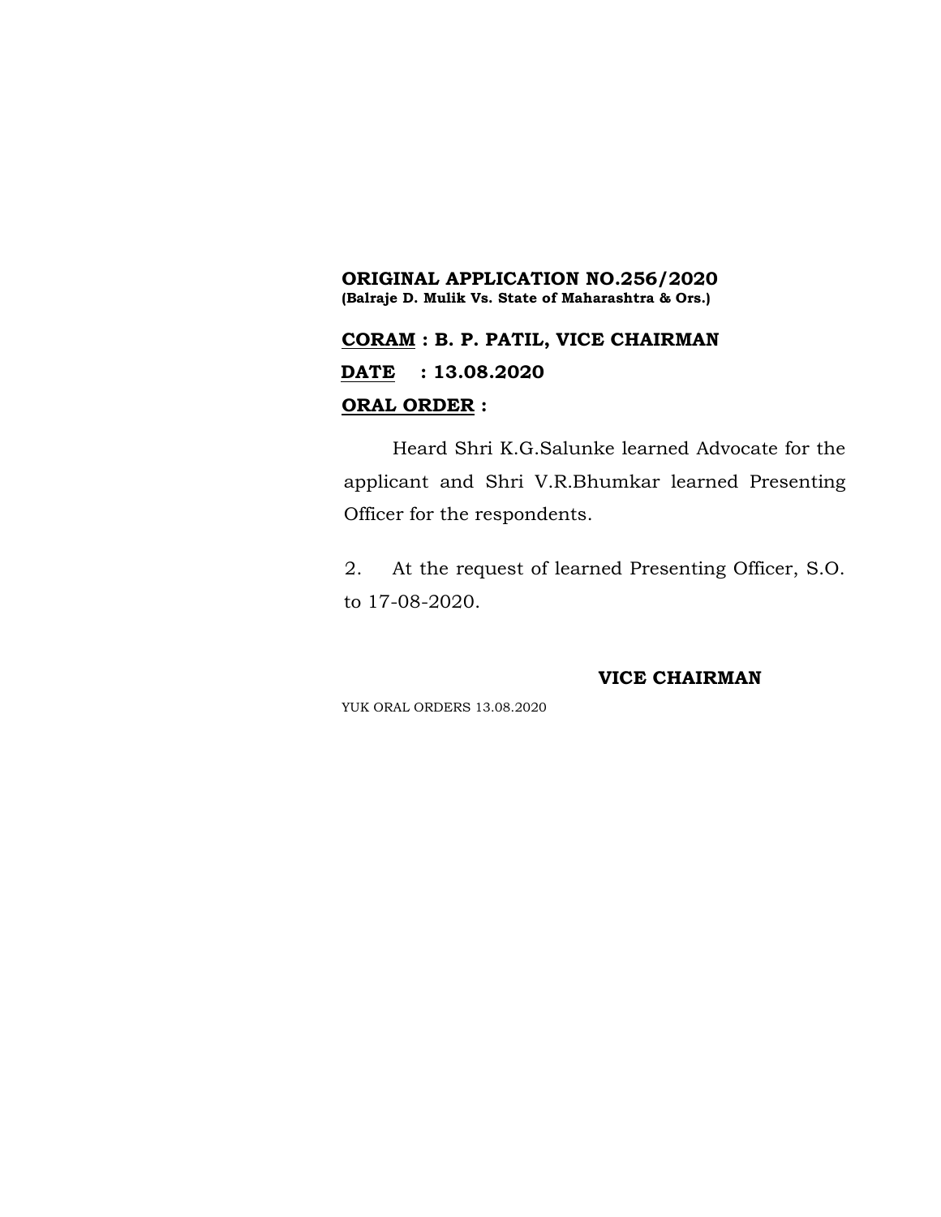**ORIGINAL APPLICATION NO.256/2020**
**(Balraje D. Mulik Vs. State of Maharashtra & Ors.)**

**CORAM : B. P. PATIL, VICE CHAIRMAN**

**DATE : 13.08.2020**

**ORAL ORDER :**

Heard Shri K.G.Salunke learned Advocate for the applicant and Shri V.R.Bhumkar learned Presenting Officer for the respondents.

2. At the request of learned Presenting Officer, S.O. to 17-08-2020.

**VICE CHAIRMAN**

YUK ORAL ORDERS 13.08.2020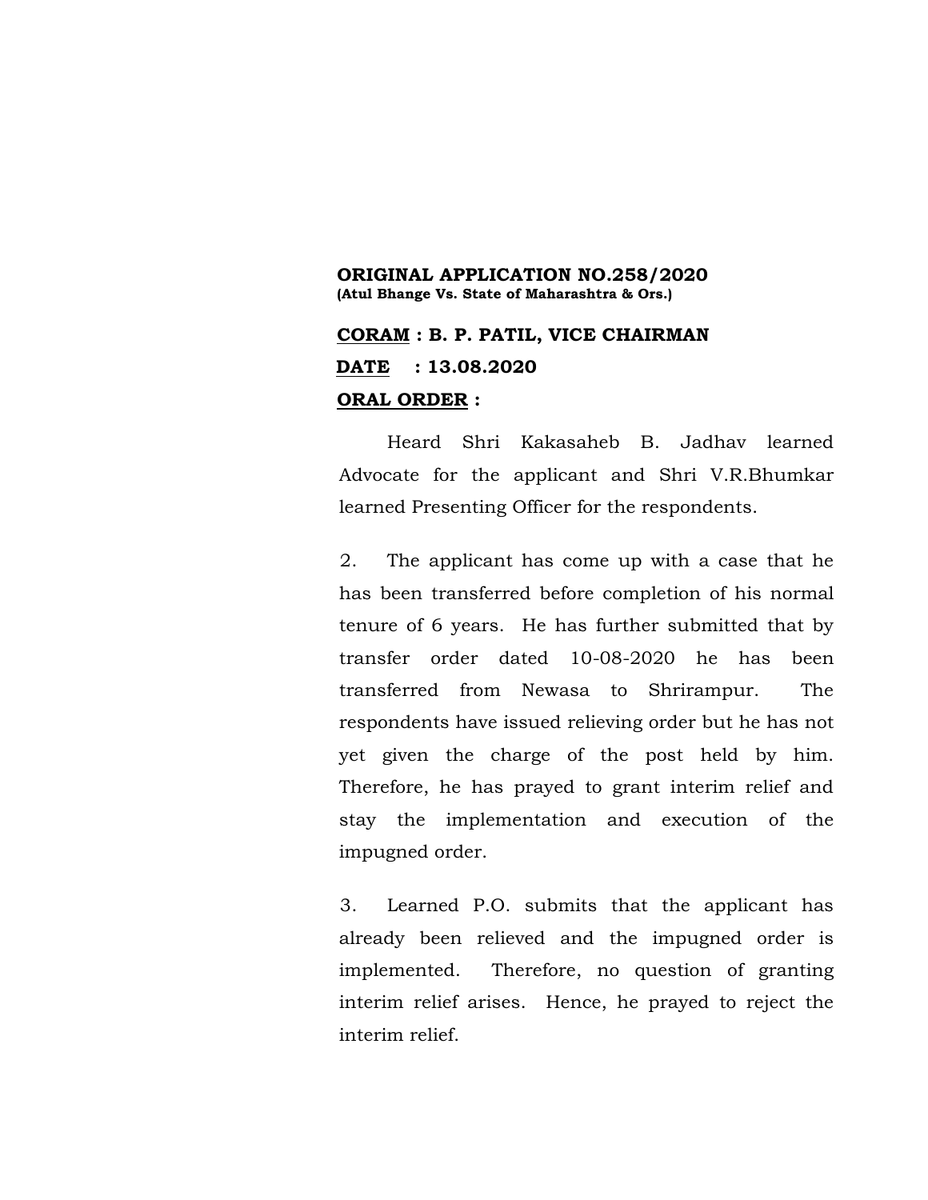**ORIGINAL APPLICATION NO.258/2020**
**(Atul Bhange Vs. State of Maharashtra & Ors.)**

**<u>CORAM</u> : B. P. PATIL, VICE CHAIRMAN**

**<u>DATE</u> : 13.08.2020**

**<u>ORAL ORDER</u> :**

Heard Shri Kakasaheb B. Jadhav learned Advocate for the applicant and Shri V.R.Bhumkar learned Presenting Officer for the respondents.

2. The applicant has come up with a case that he has been transferred before completion of his normal tenure of 6 years. He has further submitted that by transfer order dated 10-08-2020 he has been transferred from Newasa to Shrirampur. The respondents have issued relieving order but he has not yet given the charge of the post held by him. Therefore, he has prayed to grant interim relief and stay the implementation and execution of the impugned order.

3. Learned P.O. submits that the applicant has already been relieved and the impugned order is implemented. Therefore, no question of granting interim relief arises. Hence, he prayed to reject the interim relief.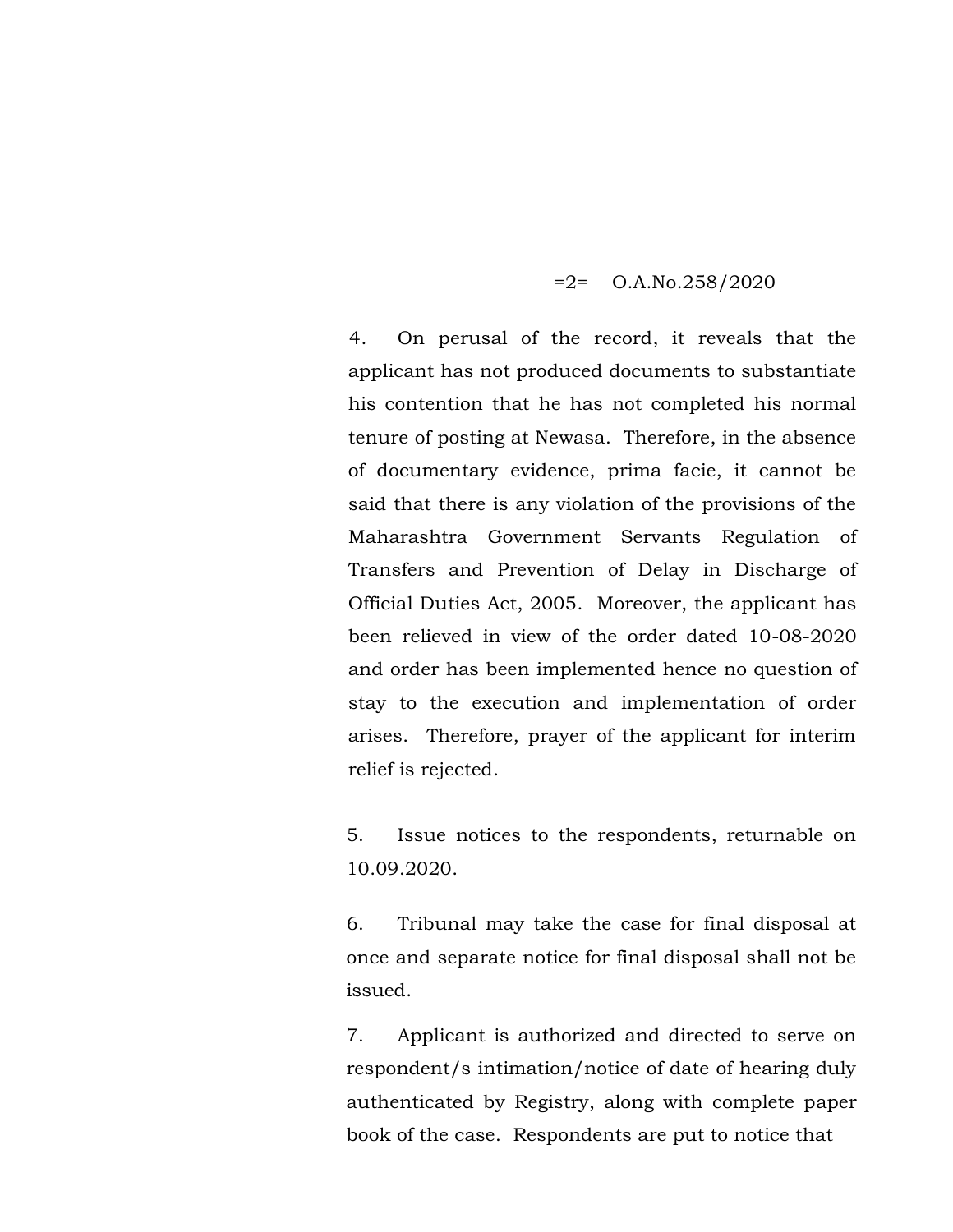=2=    O.A.No.258/2020

4. On perusal of the record, it reveals that the applicant has not produced documents to substantiate his contention that he has not completed his normal tenure of posting at Newasa. Therefore, in the absence of documentary evidence, prima facie, it cannot be said that there is any violation of the provisions of the Maharashtra Government Servants Regulation of Transfers and Prevention of Delay in Discharge of Official Duties Act, 2005. Moreover, the applicant has been relieved in view of the order dated 10-08-2020 and order has been implemented hence no question of stay to the execution and implementation of order arises. Therefore, prayer of the applicant for interim relief is rejected.

5. Issue notices to the respondents, returnable on 10.09.2020.

6. Tribunal may take the case for final disposal at once and separate notice for final disposal shall not be issued.

7. Applicant is authorized and directed to serve on respondent/s intimation/notice of date of hearing duly authenticated by Registry, along with complete paper book of the case. Respondents are put to notice that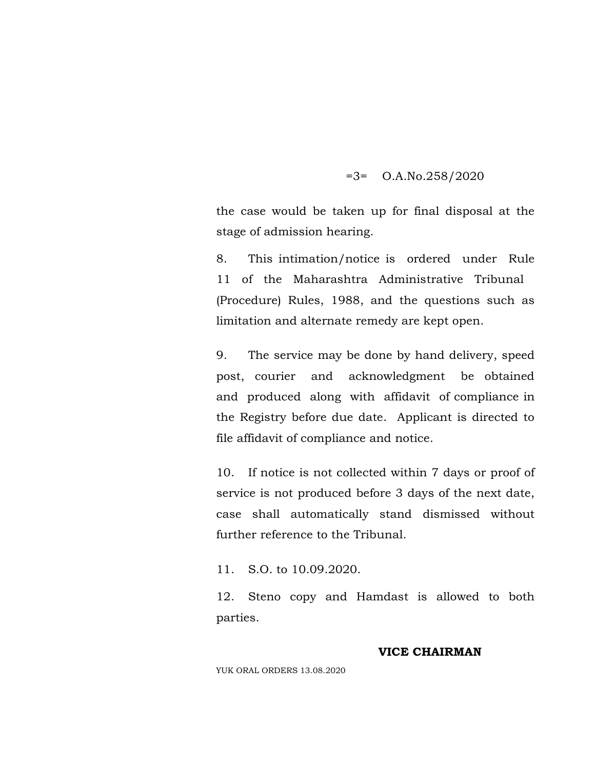the case would be taken up for final disposal at the stage of admission hearing.

8. This intimation/notice is ordered under Rule 11 of the Maharashtra Administrative Tribunal (Procedure) Rules, 1988, and the questions such as limitation and alternate remedy are kept open.

9. The service may be done by hand delivery, speed post, courier and acknowledgment be obtained and produced along with affidavit of compliance in the Registry before due date. Applicant is directed to file affidavit of compliance and notice.

10. If notice is not collected within 7 days or proof of service is not produced before 3 days of the next date, case shall automatically stand dismissed without further reference to the Tribunal.

11. S.O. to 10.09.2020.

12. Steno copy and Hamdast is allowed to both parties.

**VICE CHAIRMAN**

YUK ORAL ORDERS 13.08.2020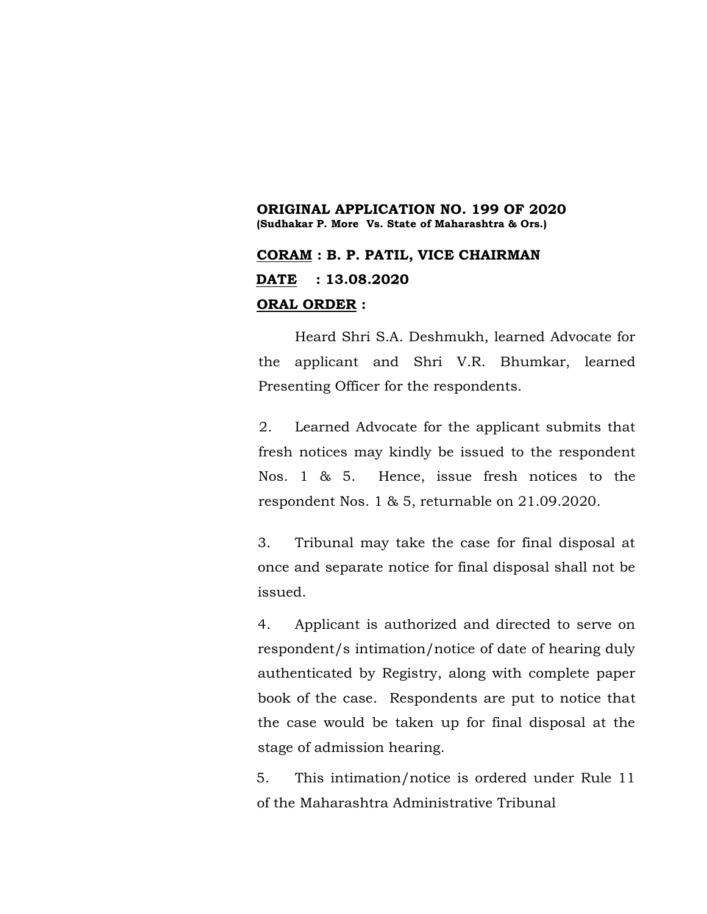**ORIGINAL APPLICATION NO. 199 OF 2020**
**(Sudhakar P. More Vs. State of Maharashtra & Ors.)**

**CORAM : B. P. PATIL, VICE CHAIRMAN**

**DATE : 13.08.2020**

**ORAL ORDER :**

Heard Shri S.A. Deshmukh, learned Advocate for the applicant and Shri V.R. Bhumkar, learned Presenting Officer for the respondents.

2. Learned Advocate for the applicant submits that fresh notices may kindly be issued to the respondent Nos. 1 & 5. Hence, issue fresh notices to the respondent Nos. 1 & 5, returnable on 21.09.2020.

3. Tribunal may take the case for final disposal at once and separate notice for final disposal shall not be issued.

4. Applicant is authorized and directed to serve on respondent/s intimation/notice of date of hearing duly authenticated by Registry, along with complete paper book of the case. Respondents are put to notice that the case would be taken up for final disposal at the stage of admission hearing.

5. This intimation/notice is ordered under Rule 11 of the Maharashtra Administrative Tribunal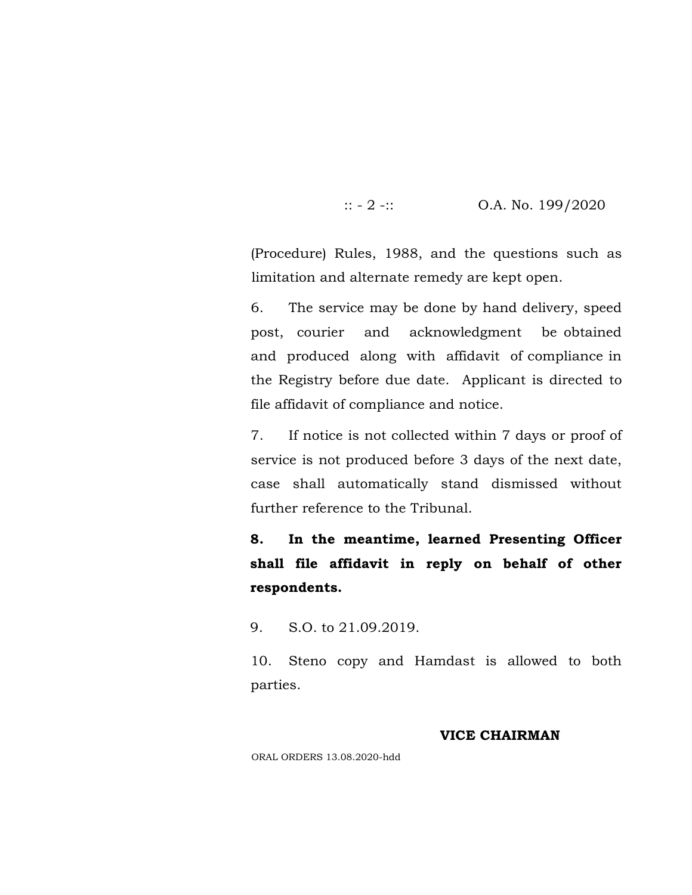(Procedure) Rules, 1988, and the questions such as limitation and alternate remedy are kept open.

6. The service may be done by hand delivery, speed post, courier and acknowledgment be obtained and produced along with affidavit of compliance in the Registry before due date. Applicant is directed to file affidavit of compliance and notice.

7. If notice is not collected within 7 days or proof of service is not produced before 3 days of the next date, case shall automatically stand dismissed without further reference to the Tribunal.

**8. In the meantime, learned Presenting Officer shall file affidavit in reply on behalf of other respondents.**

9. S.O. to 21.09.2019.

10. Steno copy and Hamdast is allowed to both parties.

**VICE CHAIRMAN**

ORAL ORDERS 13.08.2020-hdd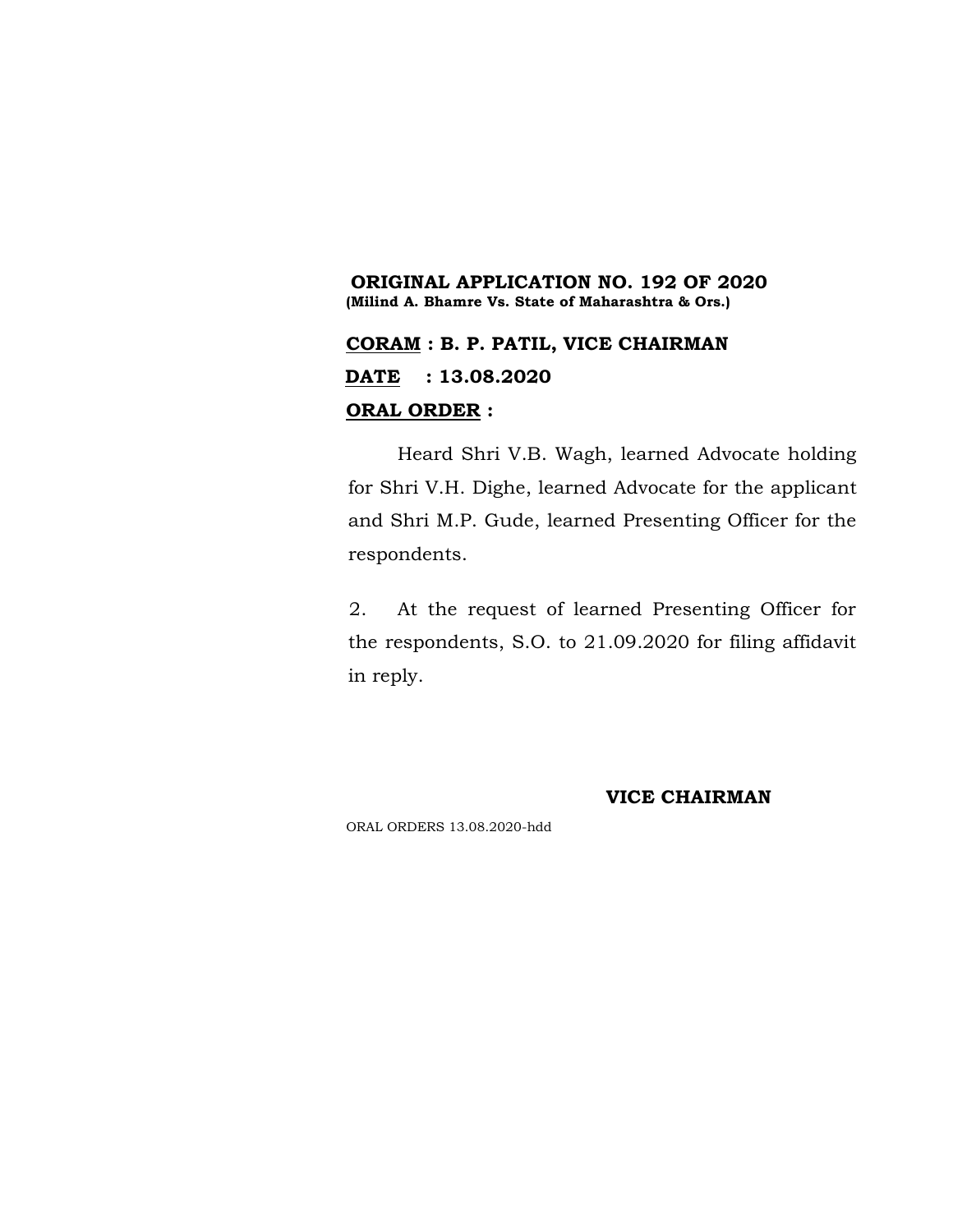**ORIGINAL APPLICATION NO. 192 OF 2020**
**(Milind A. Bhamre Vs. State of Maharashtra & Ors.)**

**CORAM : B. P. PATIL, VICE CHAIRMAN**

**DATE : 13.08.2020**

**ORAL ORDER :**

Heard Shri V.B. Wagh, learned Advocate holding for Shri V.H. Dighe, learned Advocate for the applicant and Shri M.P. Gude, learned Presenting Officer for the respondents.

2. At the request of learned Presenting Officer for the respondents, S.O. to 21.09.2020 for filing affidavit in reply.

**VICE CHAIRMAN**

ORAL ORDERS 13.08.2020-hdd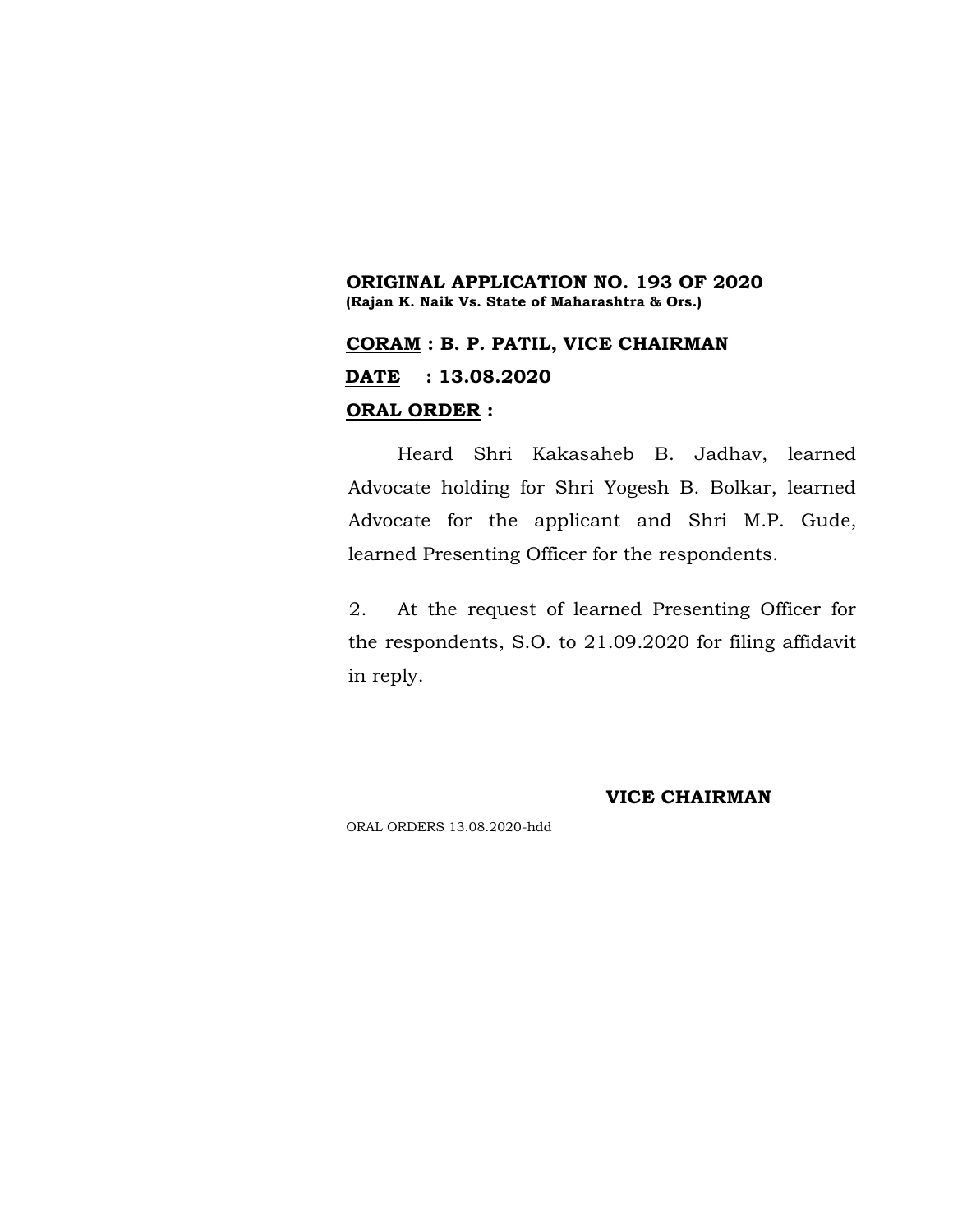**ORIGINAL APPLICATION NO. 193 OF 2020**
**(Rajan K. Naik Vs. State of Maharashtra & Ors.)**

**CORAM : B. P. PATIL, VICE CHAIRMAN**

**DATE : 13.08.2020**

**ORAL ORDER :**

Heard Shri Kakasaheb B. Jadhav, learned Advocate holding for Shri Yogesh B. Bolkar, learned Advocate for the applicant and Shri M.P. Gude, learned Presenting Officer for the respondents.

2. At the request of learned Presenting Officer for the respondents, S.O. to 21.09.2020 for filing affidavit in reply.

**VICE CHAIRMAN**

ORAL ORDERS 13.08.2020-hdd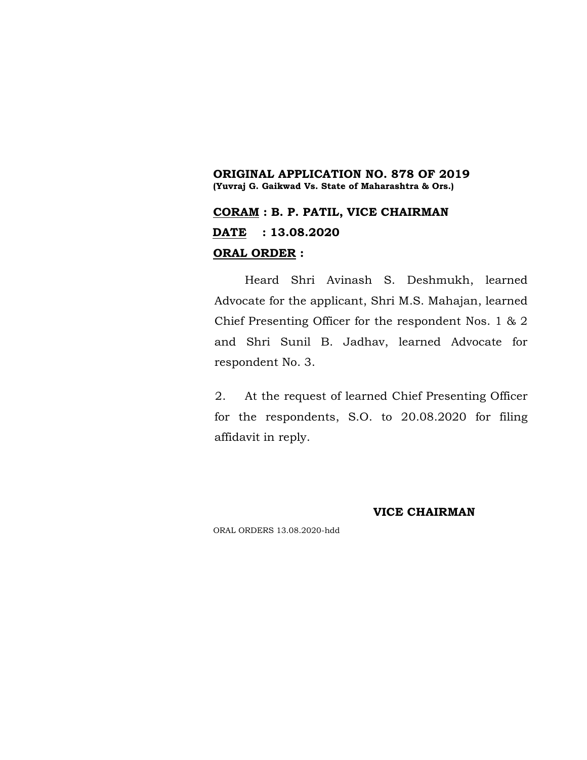**ORIGINAL APPLICATION NO. 878 OF 2019**
**(Yuvraj G. Gaikwad Vs. State of Maharashtra & Ors.)**

**CORAM : B. P. PATIL, VICE CHAIRMAN**

**DATE : 13.08.2020**

**ORAL ORDER :**

Heard Shri Avinash S. Deshmukh, learned Advocate for the applicant, Shri M.S. Mahajan, learned Chief Presenting Officer for the respondent Nos. 1 & 2 and Shri Sunil B. Jadhav, learned Advocate for respondent No. 3.

2. At the request of learned Chief Presenting Officer for the respondents, S.O. to 20.08.2020 for filing affidavit in reply.

**VICE CHAIRMAN**

ORAL ORDERS 13.08.2020-hdd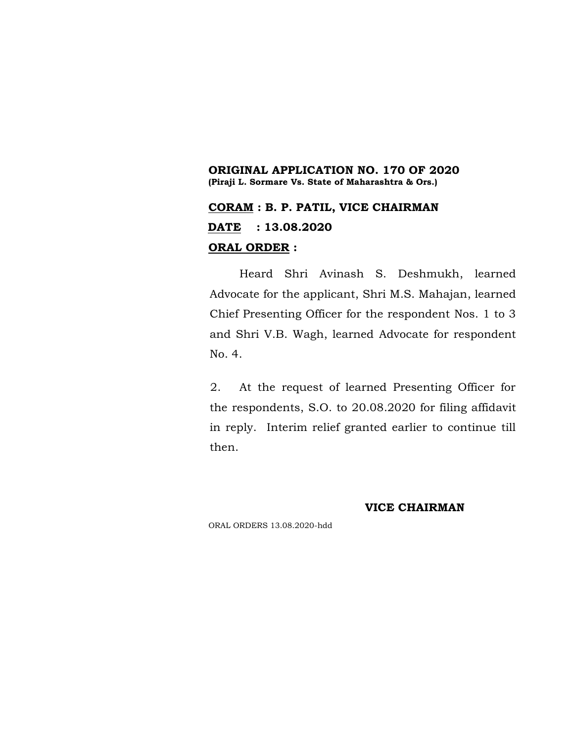**ORIGINAL APPLICATION NO. 170 OF 2020**
**(Piraji L. Sormare Vs. State of Maharashtra & Ors.)**

**CORAM : B. P. PATIL, VICE CHAIRMAN**

**DATE : 13.08.2020**

**ORAL ORDER :**

Heard Shri Avinash S. Deshmukh, learned Advocate for the applicant, Shri M.S. Mahajan, learned Chief Presenting Officer for the respondent Nos. 1 to 3 and Shri V.B. Wagh, learned Advocate for respondent No. 4.

2. At the request of learned Presenting Officer for the respondents, S.O. to 20.08.2020 for filing affidavit in reply. Interim relief granted earlier to continue till then.

**VICE CHAIRMAN**

ORAL ORDERS 13.08.2020-hdd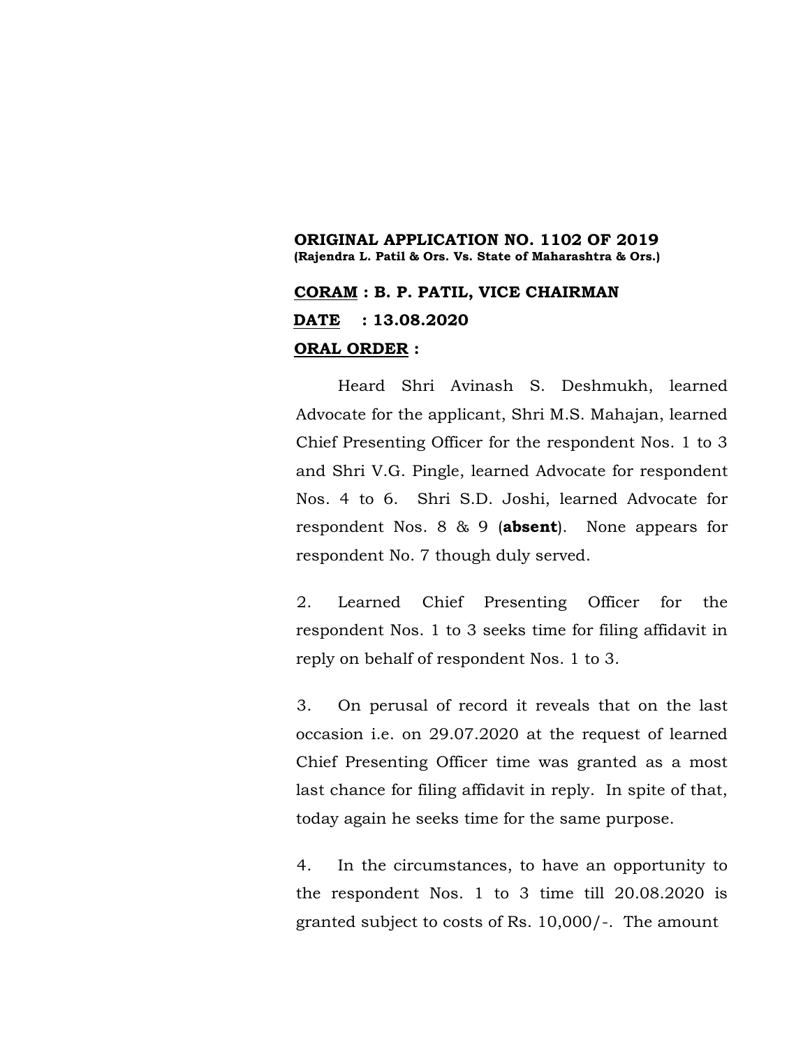**ORIGINAL APPLICATION NO. 1102 OF 2019**
**(Rajendra L. Patil & Ors. Vs. State of Maharashtra & Ors.)**

**<u>CORAM</u> : B. P. PATIL, VICE CHAIRMAN**

**<u>DATE</u> : 13.08.2020**

**<u>ORAL ORDER</u> :**

Heard Shri Avinash S. Deshmukh, learned Advocate for the applicant, Shri M.S. Mahajan, learned Chief Presenting Officer for the respondent Nos. 1 to 3 and Shri V.G. Pingle, learned Advocate for respondent Nos. 4 to 6. Shri S.D. Joshi, learned Advocate for respondent Nos. 8 & 9 (**absent**). None appears for respondent No. 7 though duly served.

2. Learned Chief Presenting Officer for the respondent Nos. 1 to 3 seeks time for filing affidavit in reply on behalf of respondent Nos. 1 to 3.

3. On perusal of record it reveals that on the last occasion i.e. on 29.07.2020 at the request of learned Chief Presenting Officer time was granted as a most last chance for filing affidavit in reply. In spite of that, today again he seeks time for the same purpose.

4. In the circumstances, to have an opportunity to the respondent Nos. 1 to 3 time till 20.08.2020 is granted subject to costs of Rs. 10,000/-. The amount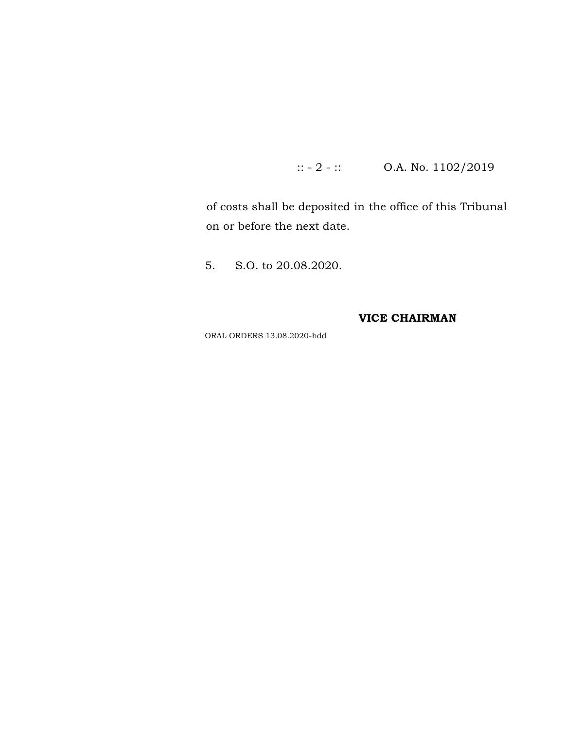of costs shall be deposited in the office of this Tribunal on or before the next date.

5. S.O. to 20.08.2020.

**VICE CHAIRMAN**

ORAL ORDERS 13.08.2020-hdd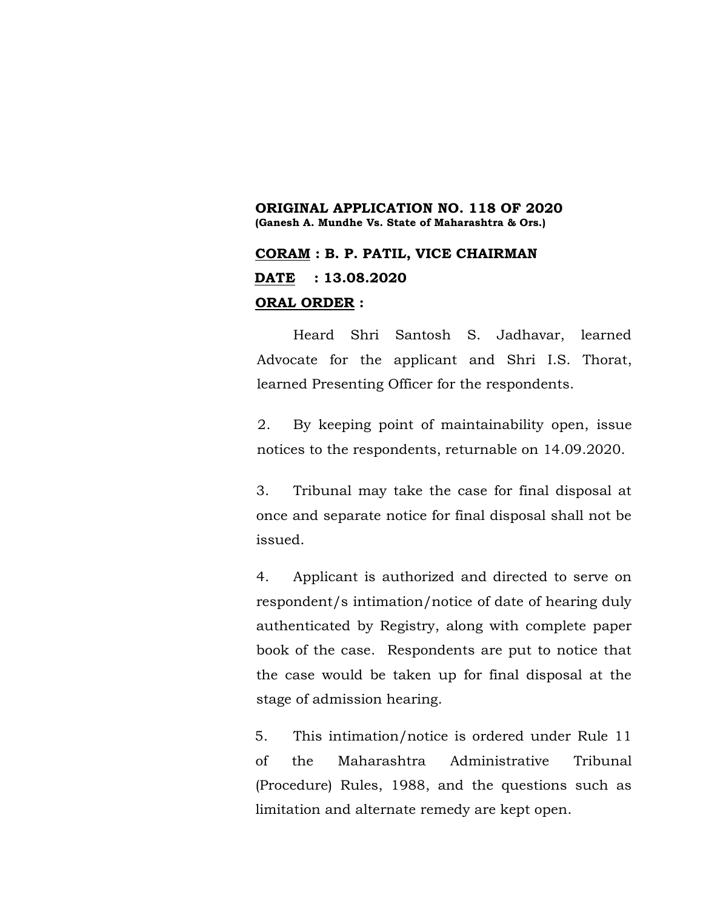**ORIGINAL APPLICATION NO. 118 OF 2020**
**(Ganesh A. Mundhe Vs. State of Maharashtra & Ors.)**

**CORAM : B. P. PATIL, VICE CHAIRMAN**

**DATE : 13.08.2020**

**ORAL ORDER :**

Heard Shri Santosh S. Jadhavar, learned Advocate for the applicant and Shri I.S. Thorat, learned Presenting Officer for the respondents.

2. By keeping point of maintainability open, issue notices to the respondents, returnable on 14.09.2020.

3. Tribunal may take the case for final disposal at once and separate notice for final disposal shall not be issued.

4. Applicant is authorized and directed to serve on respondent/s intimation/notice of date of hearing duly authenticated by Registry, along with complete paper book of the case. Respondents are put to notice that the case would be taken up for final disposal at the stage of admission hearing.

5. This intimation/notice is ordered under Rule 11 of the Maharashtra Administrative Tribunal (Procedure) Rules, 1988, and the questions such as limitation and alternate remedy are kept open.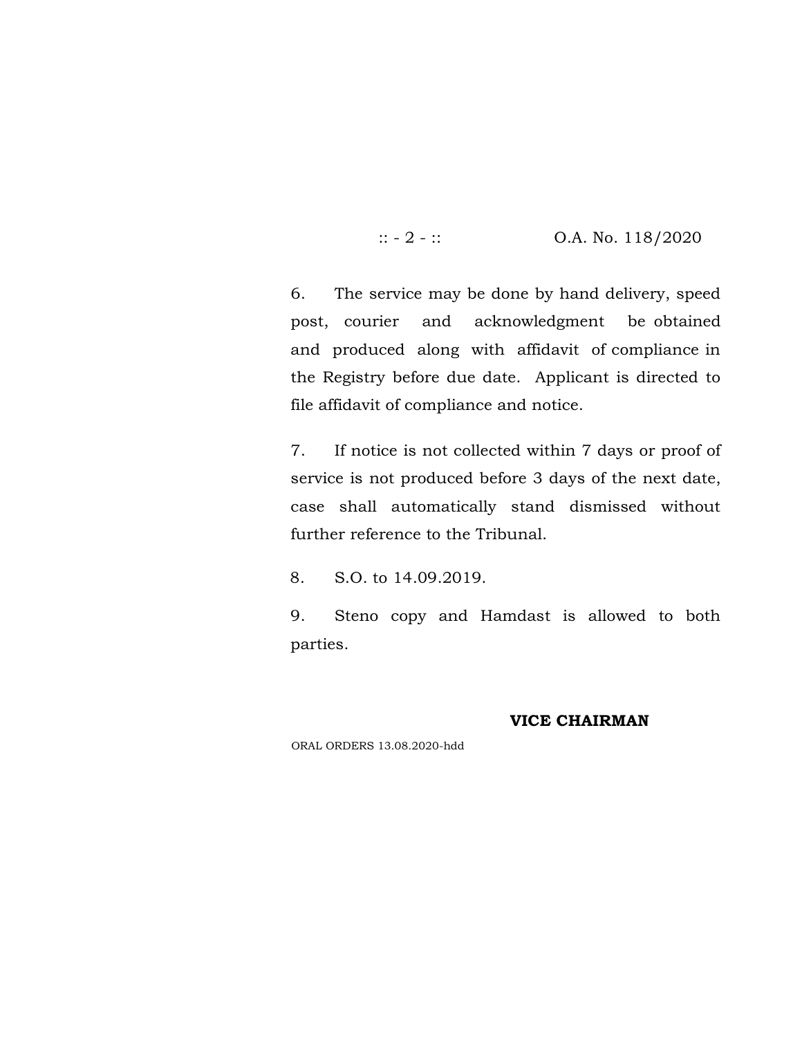6. The service may be done by hand delivery, speed post, courier and acknowledgment be obtained and produced along with affidavit of compliance in the Registry before due date. Applicant is directed to file affidavit of compliance and notice.

7. If notice is not collected within 7 days or proof of service is not produced before 3 days of the next date, case shall automatically stand dismissed without further reference to the Tribunal.

8. S.O. to 14.09.2019.

9. Steno copy and Hamdast is allowed to both parties.

**VICE CHAIRMAN**

ORAL ORDERS 13.08.2020-hdd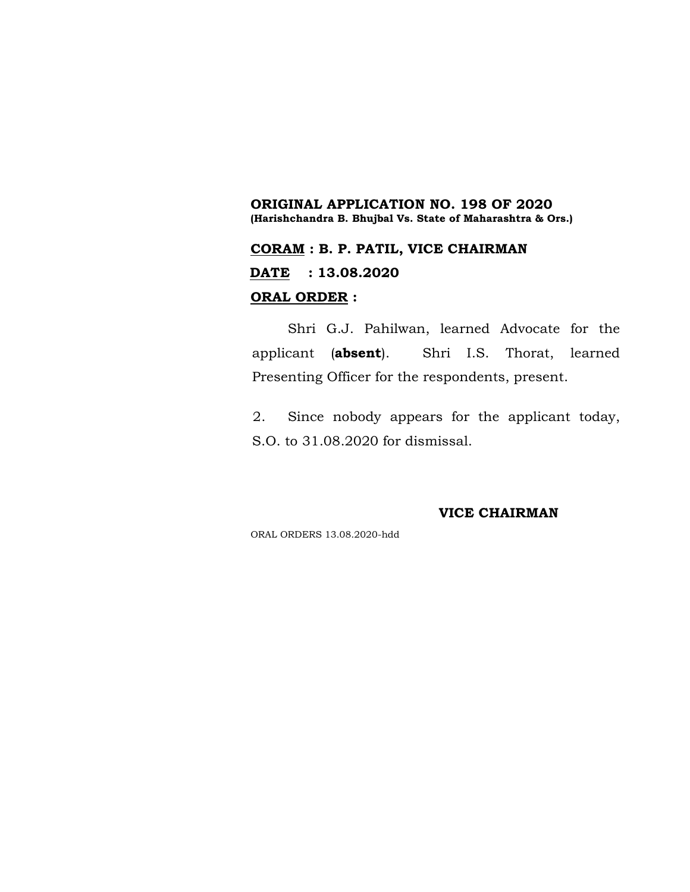**ORIGINAL APPLICATION NO. 198 OF 2020**
**(Harishchandra B. Bhujbal Vs. State of Maharashtra & Ors.)**

**<u>CORAM</u> : B. P. PATIL, VICE CHAIRMAN**

**<u>DATE</u> : 13.08.2020**

**<u>ORAL ORDER</u> :**

Shri G.J. Pahilwan, learned Advocate for the applicant (**absent**). Shri I.S. Thorat, learned Presenting Officer for the respondents, present.

2. Since nobody appears for the applicant today, S.O. to 31.08.2020 for dismissal.

**VICE CHAIRMAN**

ORAL ORDERS 13.08.2020-hdd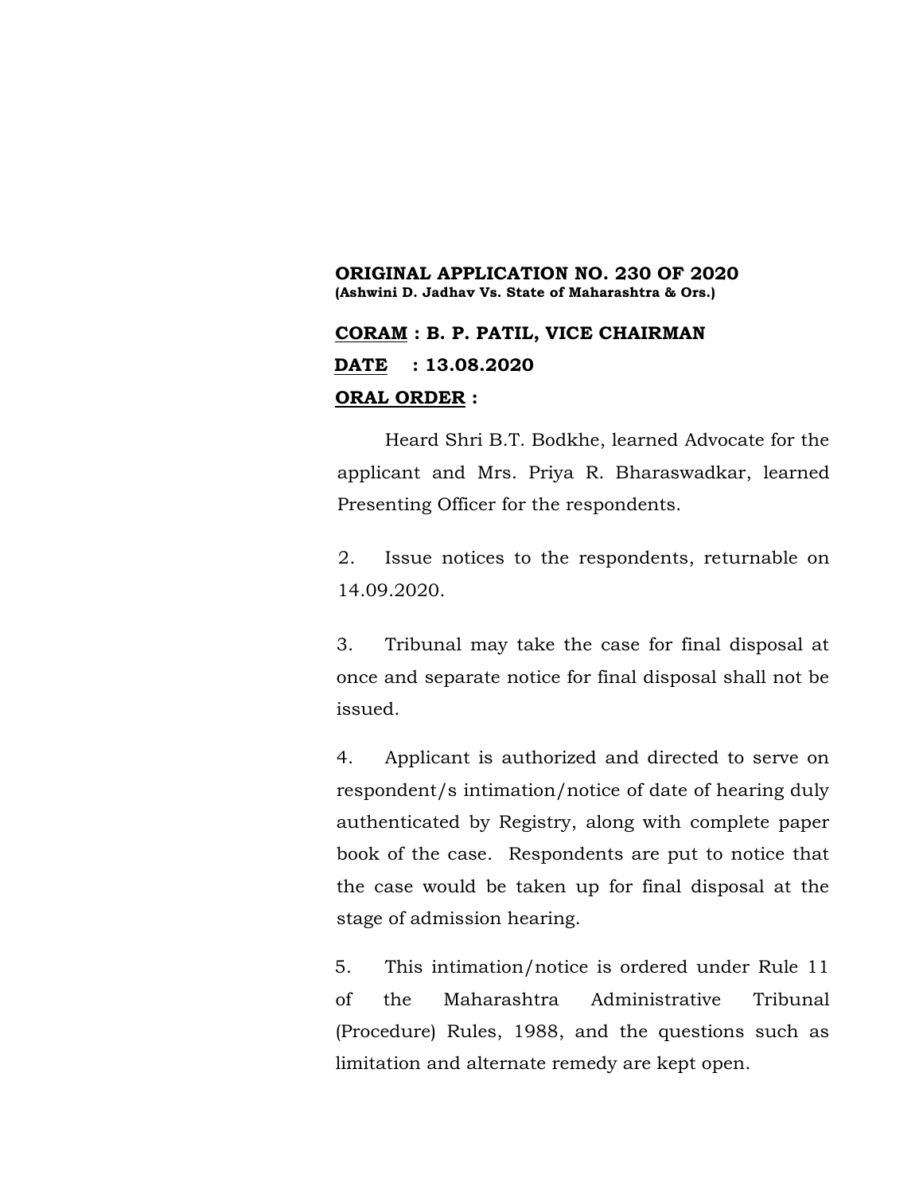**ORIGINAL APPLICATION NO. 230 OF 2020**
**(Ashwini D. Jadhav Vs. State of Maharashtra & Ors.)**

**CORAM : B. P. PATIL, VICE CHAIRMAN**

**DATE : 13.08.2020**

**ORAL ORDER :**

Heard Shri B.T. Bodkhe, learned Advocate for the applicant and Mrs. Priya R. Bharaswadkar, learned Presenting Officer for the respondents.

2. Issue notices to the respondents, returnable on 14.09.2020.

3. Tribunal may take the case for final disposal at once and separate notice for final disposal shall not be issued.

4. Applicant is authorized and directed to serve on respondent/s intimation/notice of date of hearing duly authenticated by Registry, along with complete paper book of the case. Respondents are put to notice that the case would be taken up for final disposal at the stage of admission hearing.

5. This intimation/notice is ordered under Rule 11 of the Maharashtra Administrative Tribunal (Procedure) Rules, 1988, and the questions such as limitation and alternate remedy are kept open.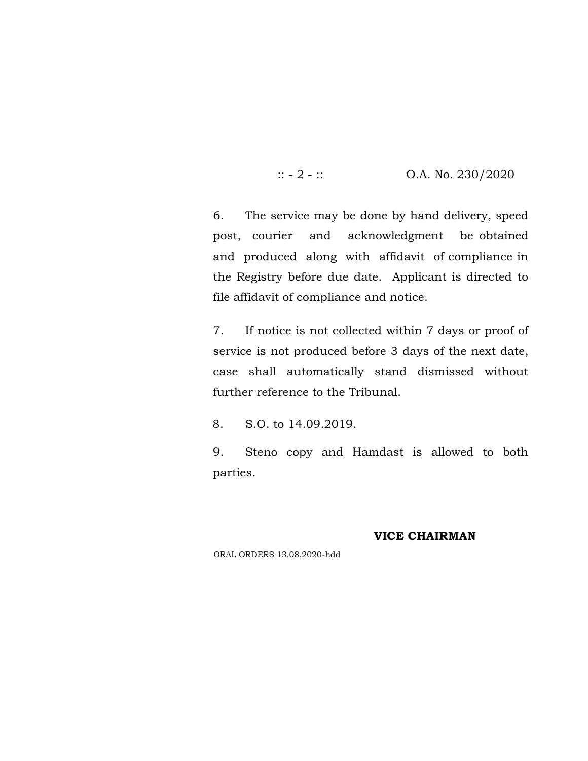6. The service may be done by hand delivery, speed post, courier and acknowledgment be obtained and produced along with affidavit of compliance in the Registry before due date. Applicant is directed to file affidavit of compliance and notice.

7. If notice is not collected within 7 days or proof of service is not produced before 3 days of the next date, case shall automatically stand dismissed without further reference to the Tribunal.

8. S.O. to 14.09.2019.

9. Steno copy and Hamdast is allowed to both parties.

**VICE CHAIRMAN**

ORAL ORDERS 13.08.2020-hdd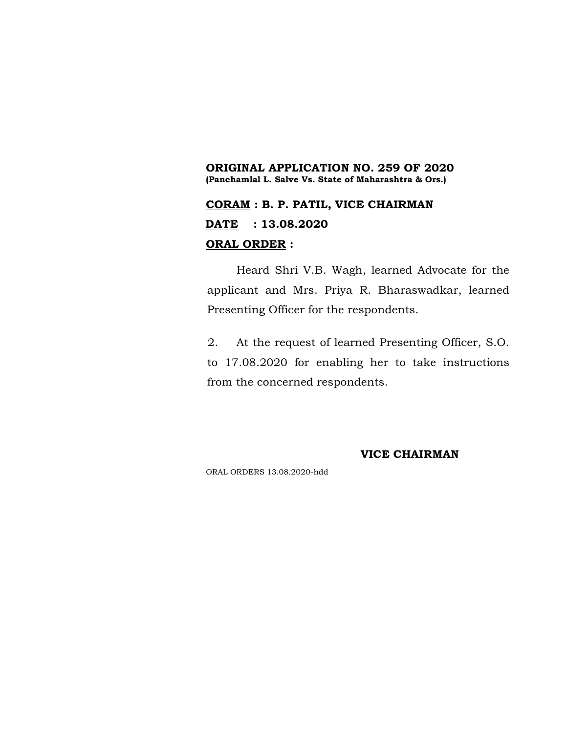**ORIGINAL APPLICATION NO. 259 OF 2020**
**(Panchamlal L. Salve Vs. State of Maharashtra & Ors.)**

**<u>CORAM</u> : B. P. PATIL, VICE CHAIRMAN**

**<u>DATE</u> : 13.08.2020**

**<u>ORAL ORDER</u> :**

Heard Shri V.B. Wagh, learned Advocate for the applicant and Mrs. Priya R. Bharaswadkar, learned Presenting Officer for the respondents.

2. At the request of learned Presenting Officer, S.O. to 17.08.2020 for enabling her to take instructions from the concerned respondents.

**VICE CHAIRMAN**

ORAL ORDERS 13.08.2020-hdd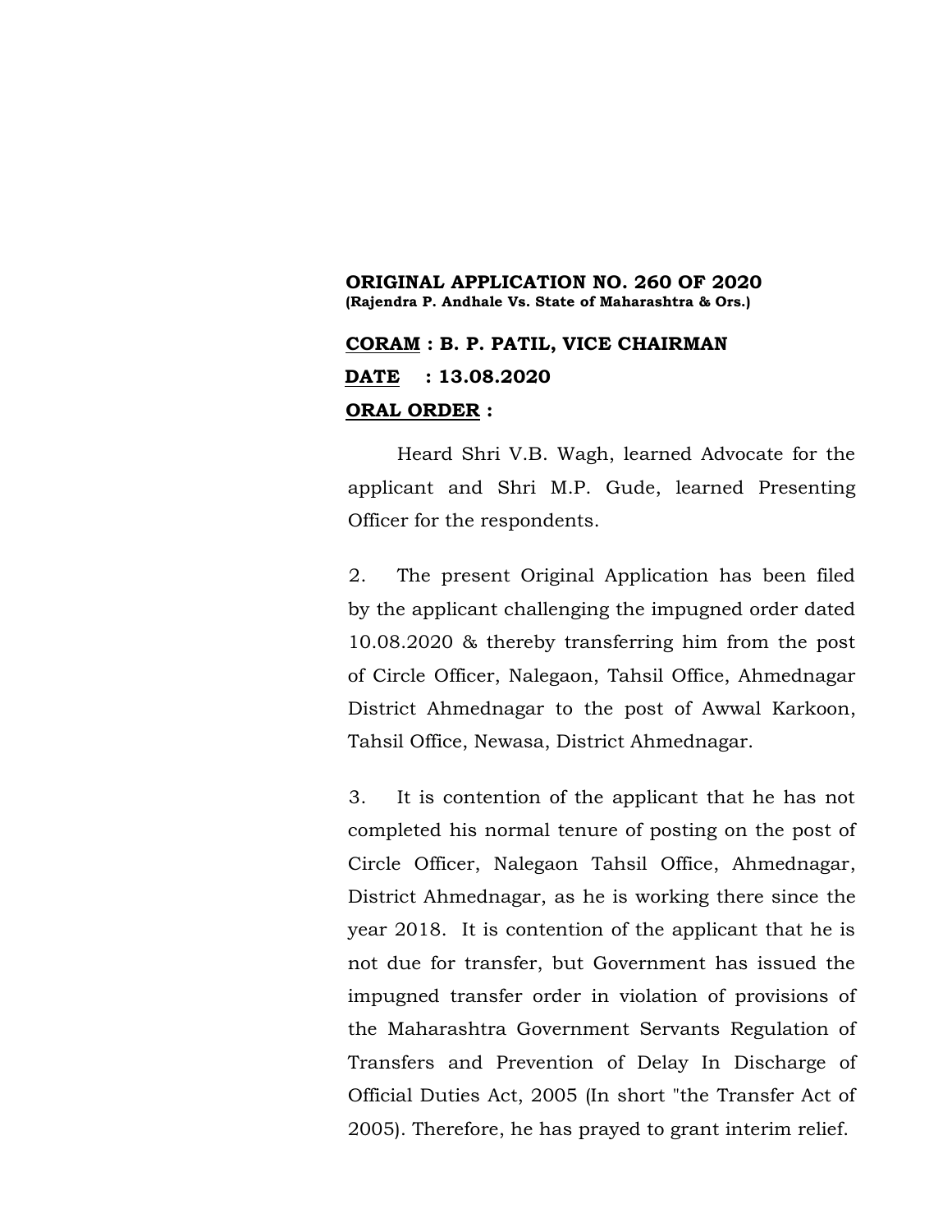**ORIGINAL APPLICATION NO. 260 OF 2020**
**(Rajendra P. Andhale Vs. State of Maharashtra & Ors.)**

**CORAM : B. P. PATIL, VICE CHAIRMAN**

**DATE : 13.08.2020**

**ORAL ORDER :**

Heard Shri V.B. Wagh, learned Advocate for the applicant and Shri M.P. Gude, learned Presenting Officer for the respondents.

2. The present Original Application has been filed by the applicant challenging the impugned order dated 10.08.2020 & thereby transferring him from the post of Circle Officer, Nalegaon, Tahsil Office, Ahmednagar District Ahmednagar to the post of Awwal Karkoon, Tahsil Office, Newasa, District Ahmednagar.

3. It is contention of the applicant that he has not completed his normal tenure of posting on the post of Circle Officer, Nalegaon Tahsil Office, Ahmednagar, District Ahmednagar, as he is working there since the year 2018. It is contention of the applicant that he is not due for transfer, but Government has issued the impugned transfer order in violation of provisions of the Maharashtra Government Servants Regulation of Transfers and Prevention of Delay In Discharge of Official Duties Act, 2005 (In short "the Transfer Act of 2005). Therefore, he has prayed to grant interim relief.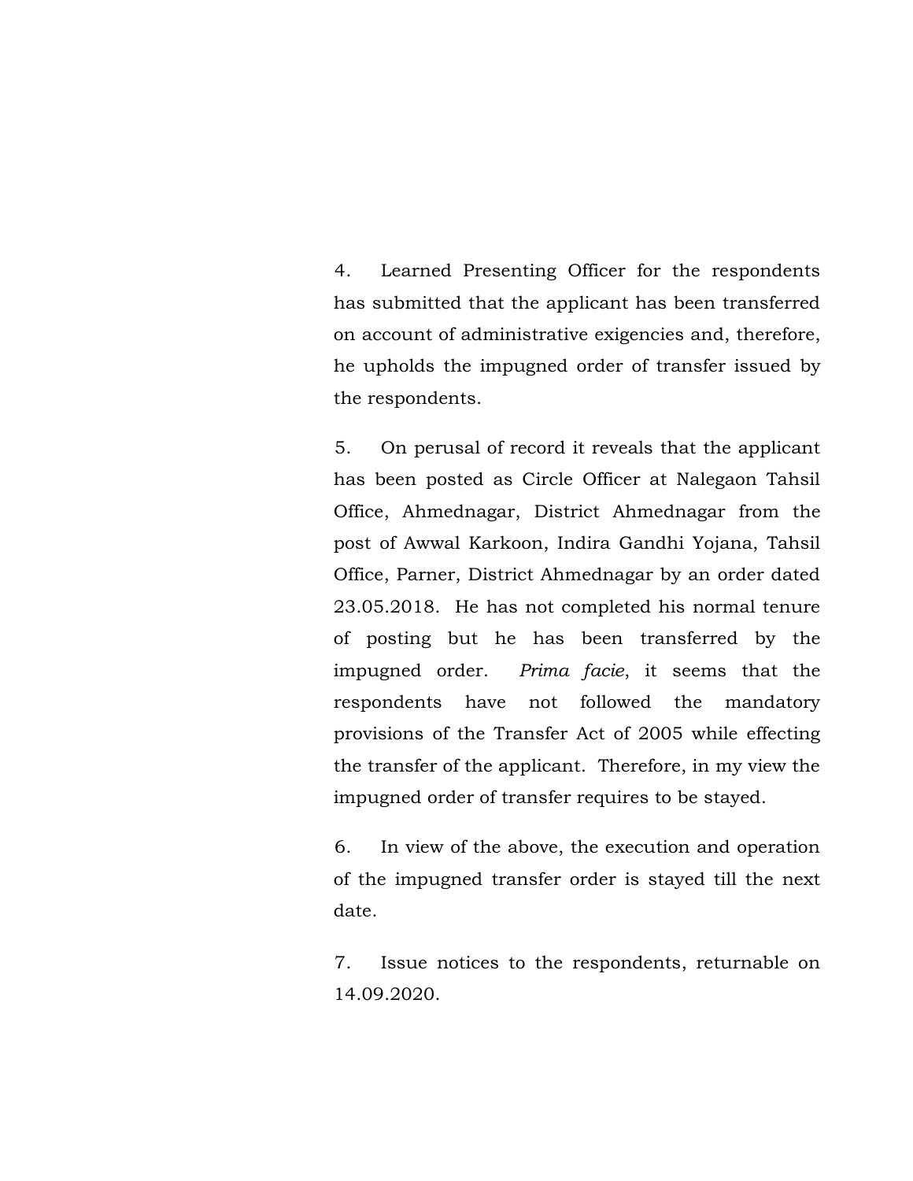4. Learned Presenting Officer for the respondents has submitted that the applicant has been transferred on account of administrative exigencies and, therefore, he upholds the impugned order of transfer issued by the respondents.

5. On perusal of record it reveals that the applicant has been posted as Circle Officer at Nalegaon Tahsil Office, Ahmednagar, District Ahmednagar from the post of Awwal Karkoon, Indira Gandhi Yojana, Tahsil Office, Parner, District Ahmednagar by an order dated 23.05.2018. He has not completed his normal tenure of posting but he has been transferred by the impugned order. *Prima facie*, it seems that the respondents have not followed the mandatory provisions of the Transfer Act of 2005 while effecting the transfer of the applicant. Therefore, in my view the impugned order of transfer requires to be stayed.

6. In view of the above, the execution and operation of the impugned transfer order is stayed till the next date.

7. Issue notices to the respondents, returnable on 14.09.2020.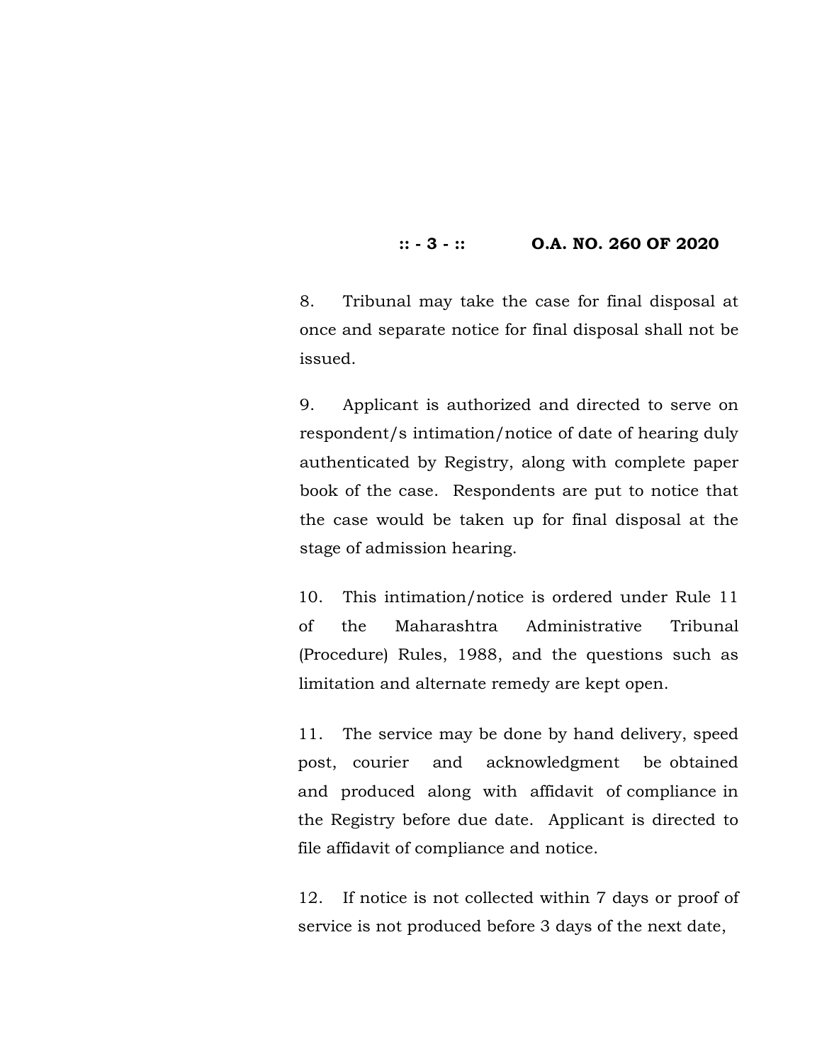8. Tribunal may take the case for final disposal at once and separate notice for final disposal shall not be issued.

9. Applicant is authorized and directed to serve on respondent/s intimation/notice of date of hearing duly authenticated by Registry, along with complete paper book of the case. Respondents are put to notice that the case would be taken up for final disposal at the stage of admission hearing.

10. This intimation/notice is ordered under Rule 11 of the Maharashtra Administrative Tribunal (Procedure) Rules, 1988, and the questions such as limitation and alternate remedy are kept open.

11. The service may be done by hand delivery, speed post, courier and acknowledgment be obtained and produced along with affidavit of compliance in the Registry before due date. Applicant is directed to file affidavit of compliance and notice.

12. If notice is not collected within 7 days or proof of service is not produced before 3 days of the next date,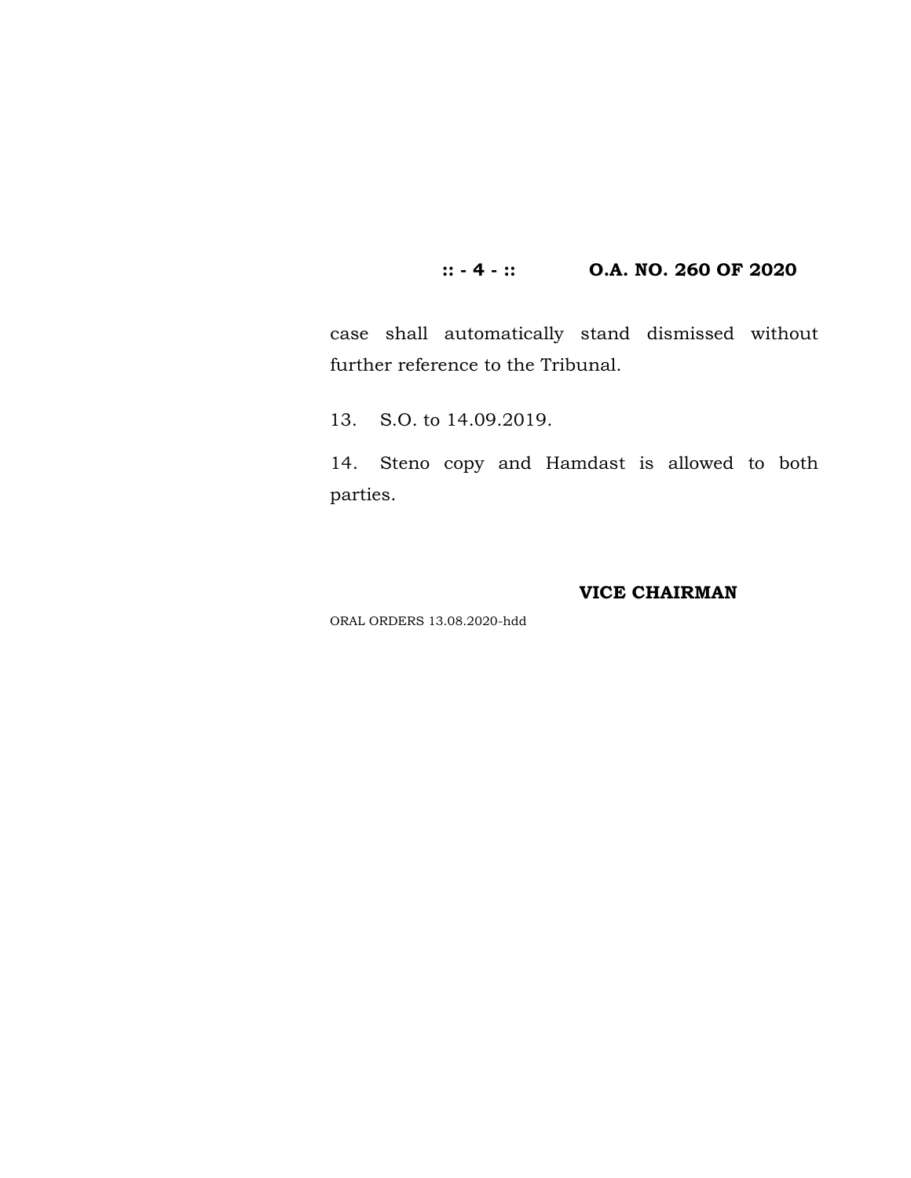case shall automatically stand dismissed without further reference to the Tribunal.

13. S.O. to 14.09.2019.

14. Steno copy and Hamdast is allowed to both parties.

**VICE CHAIRMAN**

ORAL ORDERS 13.08.2020-hdd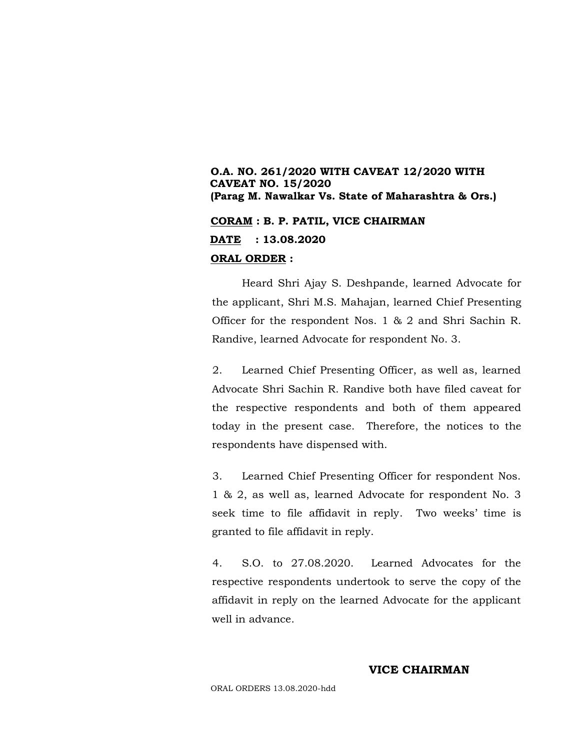**O.A. NO. 261/2020 WITH CAVEAT 12/2020 WITH CAVEAT NO. 15/2020**
**(Parag M. Nawalkar Vs. State of Maharashtra & Ors.)**

**CORAM : B. P. PATIL, VICE CHAIRMAN**

**DATE : 13.08.2020**

**ORAL ORDER :**

Heard Shri Ajay S. Deshpande, learned Advocate for the applicant, Shri M.S. Mahajan, learned Chief Presenting Officer for the respondent Nos. 1 & 2 and Shri Sachin R. Randive, learned Advocate for respondent No. 3.

2. Learned Chief Presenting Officer, as well as, learned Advocate Shri Sachin R. Randive both have filed caveat for the respective respondents and both of them appeared today in the present case. Therefore, the notices to the respondents have dispensed with.

3. Learned Chief Presenting Officer for respondent Nos. 1 & 2, as well as, learned Advocate for respondent No. 3 seek time to file affidavit in reply. Two weeks' time is granted to file affidavit in reply.

4. S.O. to 27.08.2020. Learned Advocates for the respective respondents undertook to serve the copy of the affidavit in reply on the learned Advocate for the applicant well in advance.

**VICE CHAIRMAN**

ORAL ORDERS 13.08.2020-hdd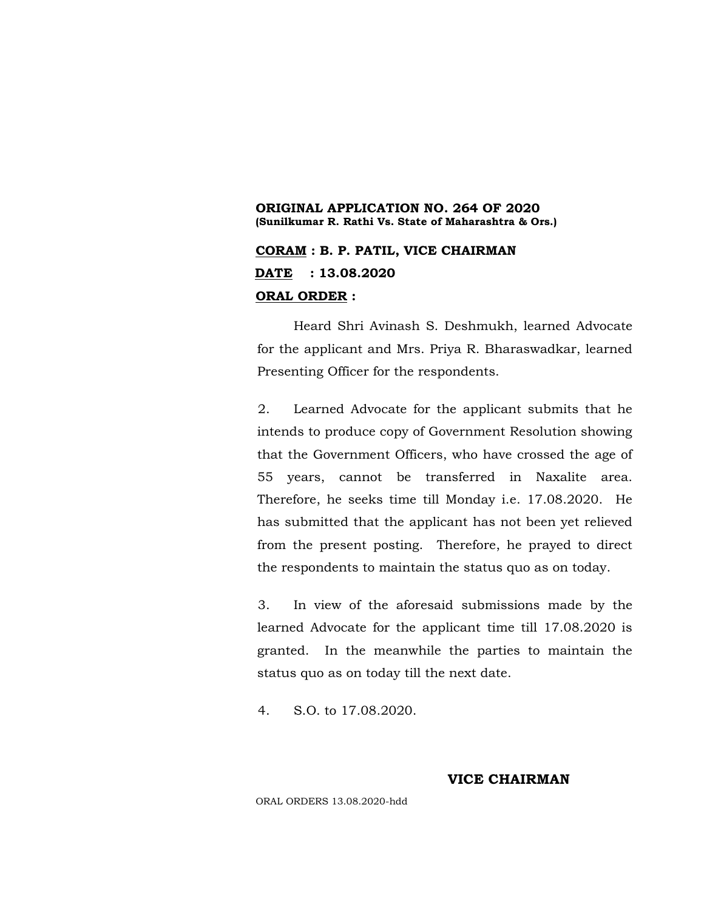**ORIGINAL APPLICATION NO. 264 OF 2020**
**(Sunilkumar R. Rathi Vs. State of Maharashtra & Ors.)**

**CORAM : B. P. PATIL, VICE CHAIRMAN**

**DATE : 13.08.2020**

**ORAL ORDER :**

Heard Shri Avinash S. Deshmukh, learned Advocate for the applicant and Mrs. Priya R. Bharaswadkar, learned Presenting Officer for the respondents.

2. Learned Advocate for the applicant submits that he intends to produce copy of Government Resolution showing that the Government Officers, who have crossed the age of 55 years, cannot be transferred in Naxalite area. Therefore, he seeks time till Monday i.e. 17.08.2020. He has submitted that the applicant has not been yet relieved from the present posting. Therefore, he prayed to direct the respondents to maintain the status quo as on today.

3. In view of the aforesaid submissions made by the learned Advocate for the applicant time till 17.08.2020 is granted. In the meanwhile the parties to maintain the status quo as on today till the next date.

4. S.O. to 17.08.2020.

**VICE CHAIRMAN**

ORAL ORDERS 13.08.2020-hdd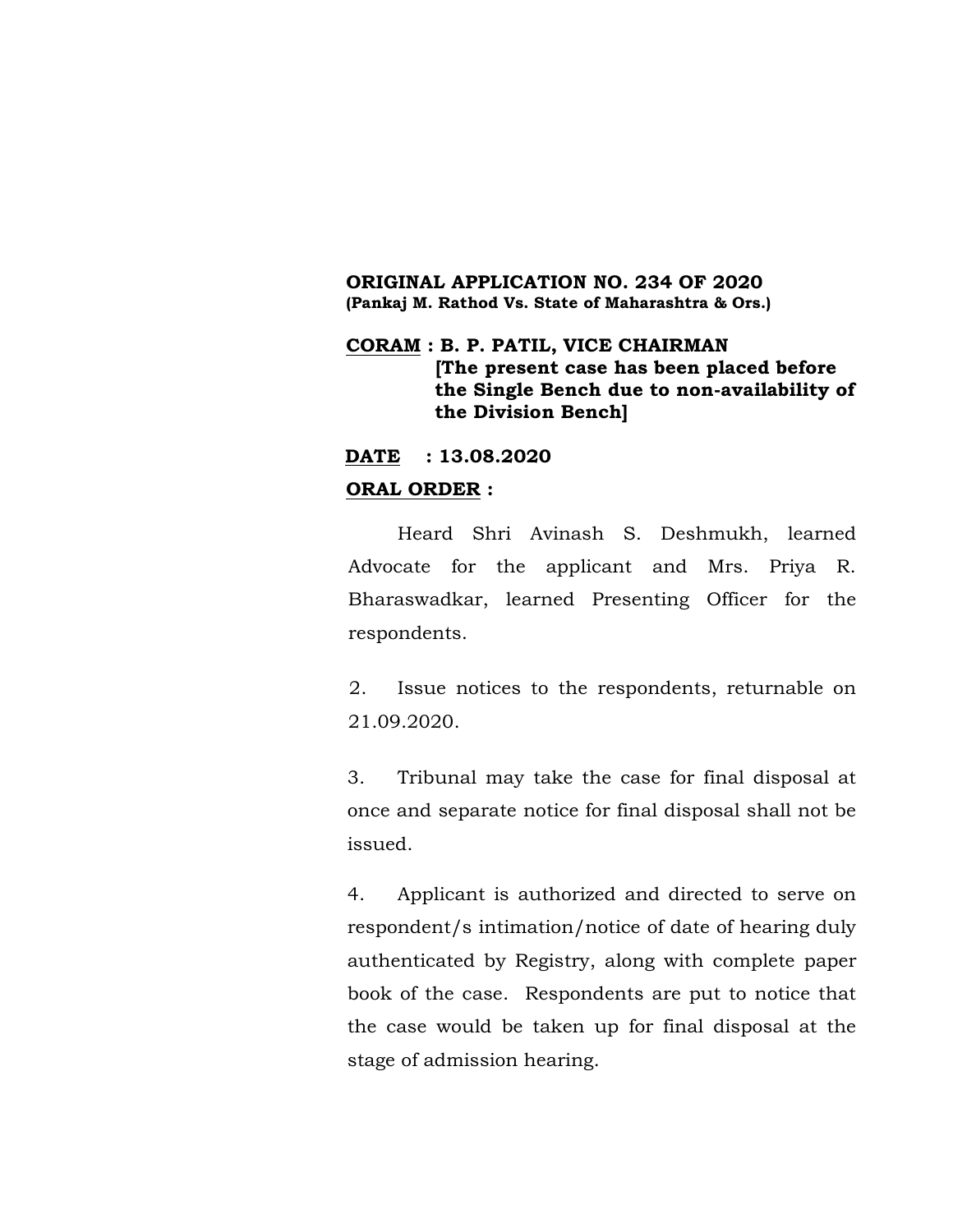**ORIGINAL APPLICATION NO. 234 OF 2020**
**(Pankaj M. Rathod Vs. State of Maharashtra & Ors.)**

**CORAM : B. P. PATIL, VICE CHAIRMAN**
**[The present case has been placed before the Single Bench due to non-availability of the Division Bench]**

**DATE : 13.08.2020**

**ORAL ORDER :**

Heard Shri Avinash S. Deshmukh, learned Advocate for the applicant and Mrs. Priya R. Bharaswadkar, learned Presenting Officer for the respondents.

2. Issue notices to the respondents, returnable on 21.09.2020.

3. Tribunal may take the case for final disposal at once and separate notice for final disposal shall not be issued.

4. Applicant is authorized and directed to serve on respondent/s intimation/notice of date of hearing duly authenticated by Registry, along with complete paper book of the case. Respondents are put to notice that the case would be taken up for final disposal at the stage of admission hearing.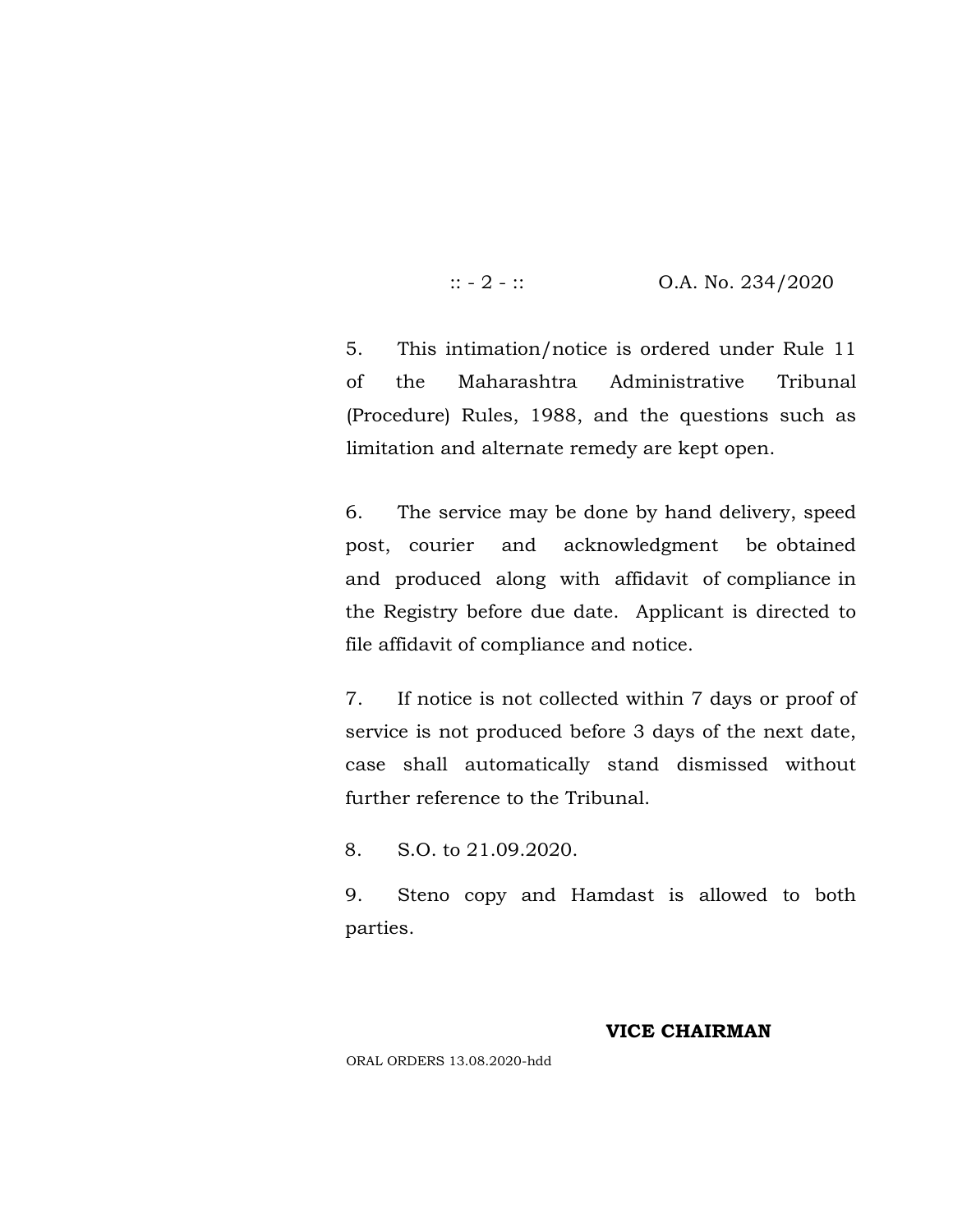:: - 2 - :: O.A. No. 234/2020

5. This intimation/notice is ordered under Rule 11 of the Maharashtra Administrative Tribunal (Procedure) Rules, 1988, and the questions such as limitation and alternate remedy are kept open.

6. The service may be done by hand delivery, speed post, courier and acknowledgment be obtained and produced along with affidavit of compliance in the Registry before due date. Applicant is directed to file affidavit of compliance and notice.

7. If notice is not collected within 7 days or proof of service is not produced before 3 days of the next date, case shall automatically stand dismissed without further reference to the Tribunal.

8. S.O. to 21.09.2020.

9. Steno copy and Hamdast is allowed to both parties.

**VICE CHAIRMAN**

ORAL ORDERS 13.08.2020-hdd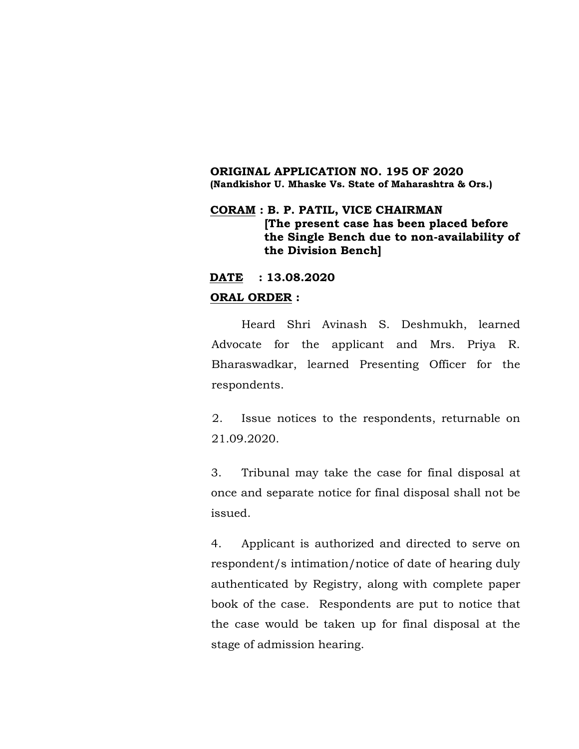**ORIGINAL APPLICATION NO. 195 OF 2020**
**(Nandkishor U. Mhaske Vs. State of Maharashtra & Ors.)**

**<u>CORAM</u> : B. P. PATIL, VICE CHAIRMAN**
**[The present case has been placed before the Single Bench due to non-availability of the Division Bench]**

**<u>DATE</u> : 13.08.2020**

**<u>ORAL ORDER</u> :**

Heard Shri Avinash S. Deshmukh, learned Advocate for the applicant and Mrs. Priya R. Bharaswadkar, learned Presenting Officer for the respondents.

2. Issue notices to the respondents, returnable on 21.09.2020.

3. Tribunal may take the case for final disposal at once and separate notice for final disposal shall not be issued.

4. Applicant is authorized and directed to serve on respondent/s intimation/notice of date of hearing duly authenticated by Registry, along with complete paper book of the case. Respondents are put to notice that the case would be taken up for final disposal at the stage of admission hearing.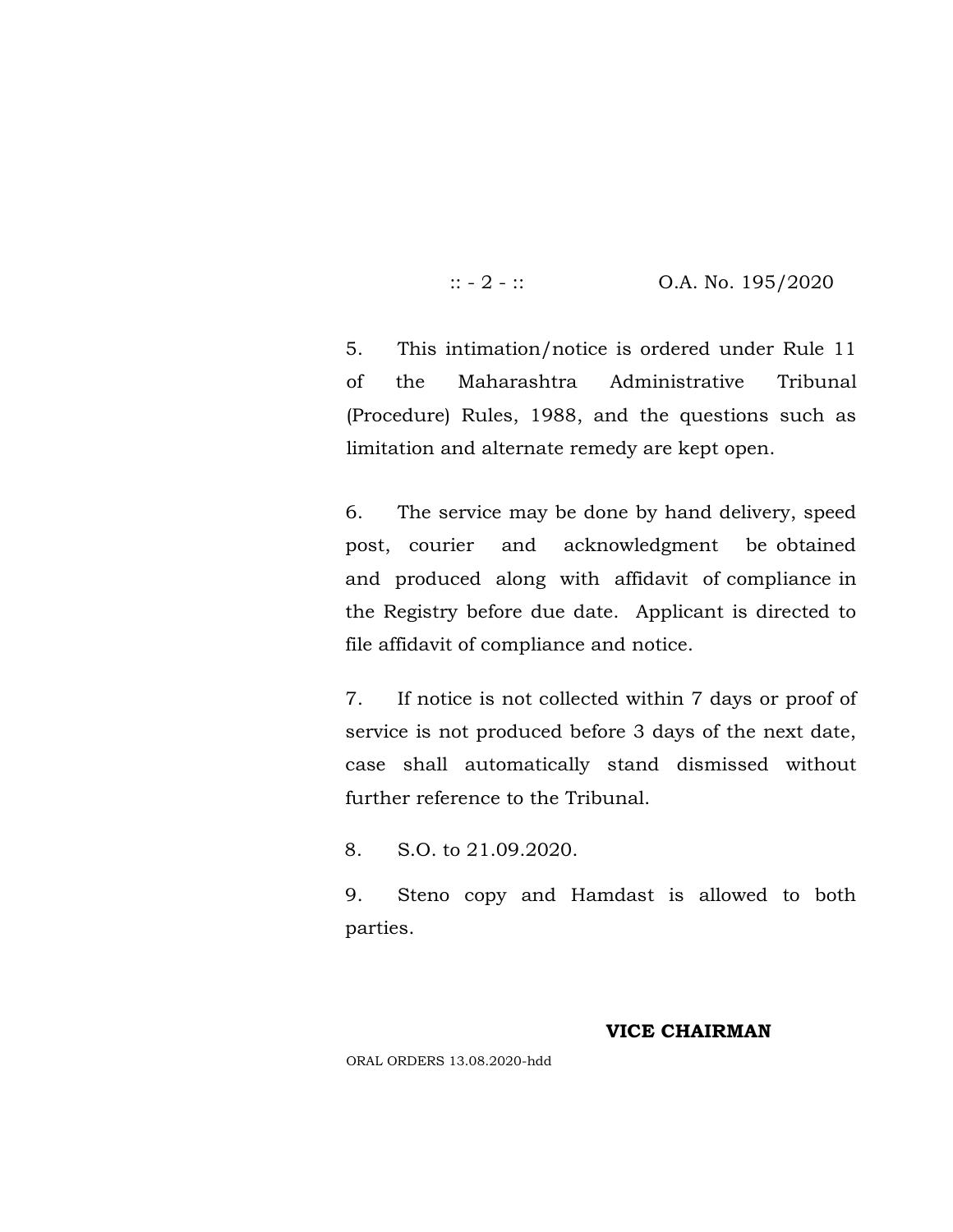O.A. No. 195/2020

5. This intimation/notice is ordered under Rule 11 of the Maharashtra Administrative Tribunal (Procedure) Rules, 1988, and the questions such as limitation and alternate remedy are kept open.

6. The service may be done by hand delivery, speed post, courier and acknowledgment be obtained and produced along with affidavit of compliance in the Registry before due date. Applicant is directed to file affidavit of compliance and notice.

7. If notice is not collected within 7 days or proof of service is not produced before 3 days of the next date, case shall automatically stand dismissed without further reference to the Tribunal.

8. S.O. to 21.09.2020.

9. Steno copy and Hamdast is allowed to both parties.

**VICE CHAIRMAN**

ORAL ORDERS 13.08.2020-hdd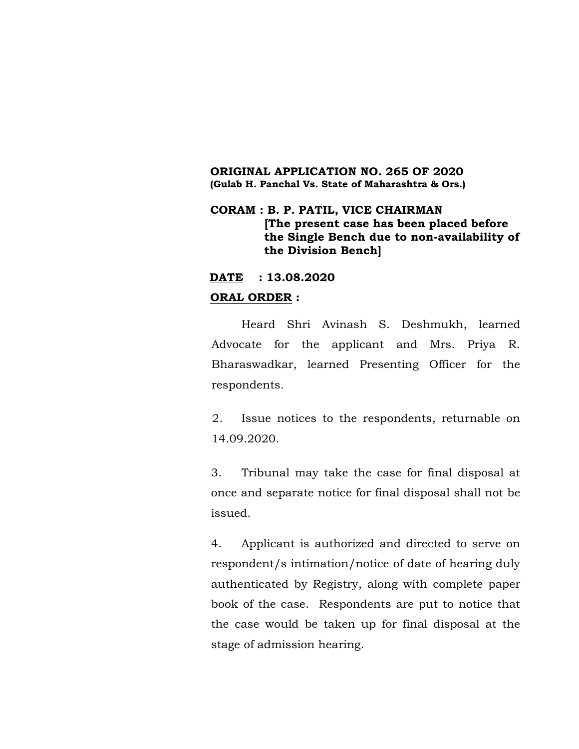**ORIGINAL APPLICATION NO. 265 OF 2020**
**(Gulab H. Panchal Vs. State of Maharashtra & Ors.)**

**<u>CORAM</u> : B. P. PATIL, VICE CHAIRMAN**
**[The present case has been placed before the Single Bench due to non-availability of the Division Bench]**

**<u>DATE</u> : 13.08.2020**

**<u>ORAL ORDER</u> :**

Heard Shri Avinash S. Deshmukh, learned Advocate for the applicant and Mrs. Priya R. Bharaswadkar, learned Presenting Officer for the respondents.

2. Issue notices to the respondents, returnable on 14.09.2020.

3. Tribunal may take the case for final disposal at once and separate notice for final disposal shall not be issued.

4. Applicant is authorized and directed to serve on respondent/s intimation/notice of date of hearing duly authenticated by Registry, along with complete paper book of the case. Respondents are put to notice that the case would be taken up for final disposal at the stage of admission hearing.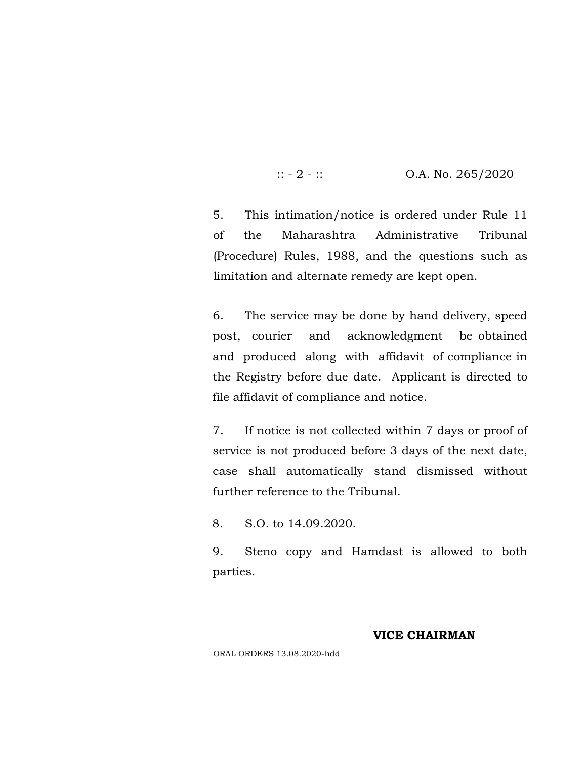5. This intimation/notice is ordered under Rule 11 of the Maharashtra Administrative Tribunal (Procedure) Rules, 1988, and the questions such as limitation and alternate remedy are kept open.

6. The service may be done by hand delivery, speed post, courier and acknowledgment be obtained and produced along with affidavit of compliance in the Registry before due date. Applicant is directed to file affidavit of compliance and notice.

7. If notice is not collected within 7 days or proof of service is not produced before 3 days of the next date, case shall automatically stand dismissed without further reference to the Tribunal.

8. S.O. to 14.09.2020.

9. Steno copy and Hamdast is allowed to both parties.

**VICE CHAIRMAN**

ORAL ORDERS 13.08.2020-hdd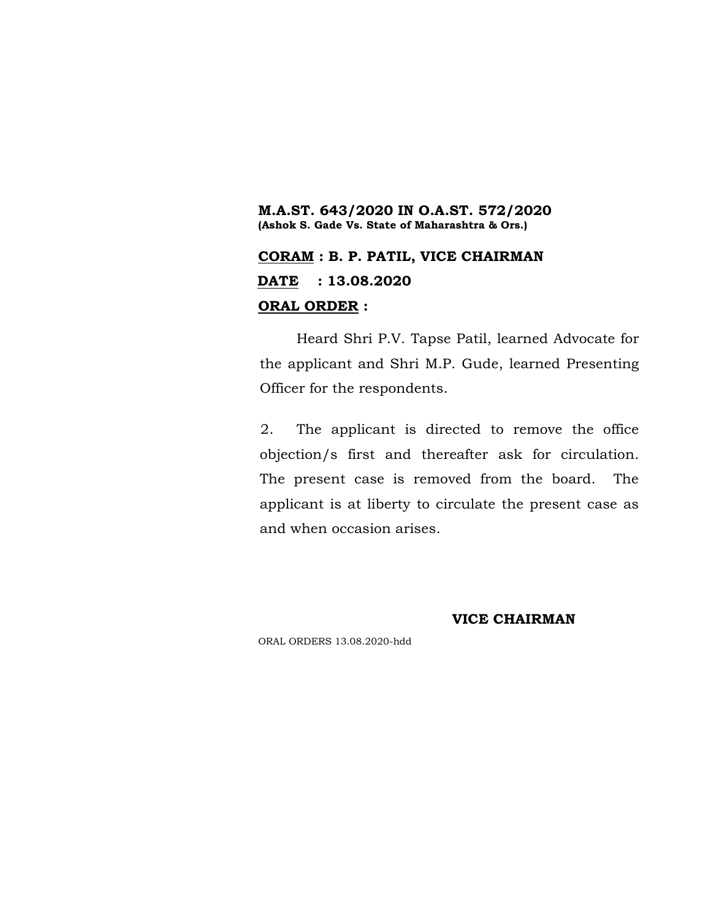**M.A.ST. 643/2020 IN O.A.ST. 572/2020**
**(Ashok S. Gade Vs. State of Maharashtra & Ors.)**

**CORAM : B. P. PATIL, VICE CHAIRMAN**

**DATE : 13.08.2020**

**ORAL ORDER :**

Heard Shri P.V. Tapse Patil, learned Advocate for the applicant and Shri M.P. Gude, learned Presenting Officer for the respondents.

2. The applicant is directed to remove the office objection/s first and thereafter ask for circulation. The present case is removed from the board. The applicant is at liberty to circulate the present case as and when occasion arises.

**VICE CHAIRMAN**

ORAL ORDERS 13.08.2020-hdd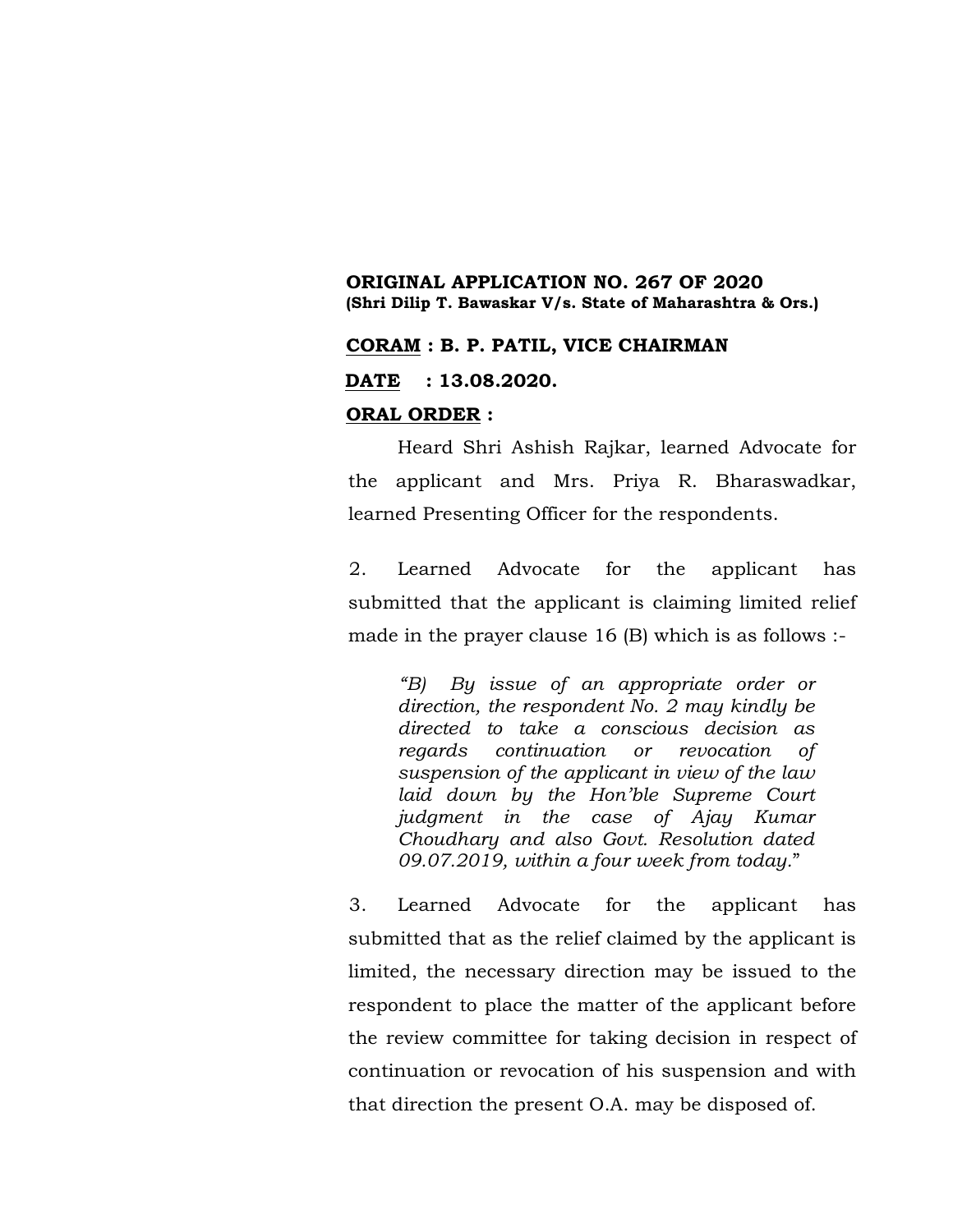**ORIGINAL APPLICATION NO. 267 OF 2020**
**(Shri Dilip T. Bawaskar V/s. State of Maharashtra & Ors.)**

**CORAM : B. P. PATIL, VICE CHAIRMAN**

**DATE : 13.08.2020.**

**ORAL ORDER :**

Heard Shri Ashish Rajkar, learned Advocate for the applicant and Mrs. Priya R. Bharaswadkar, learned Presenting Officer for the respondents.

2. Learned Advocate for the applicant has submitted that the applicant is claiming limited relief made in the prayer clause 16 (B) which is as follows :-

> *"B) By issue of an appropriate order or direction, the respondent No. 2 may kindly be directed to take a conscious decision as regards continuation or revocation of suspension of the applicant in view of the law laid down by the Hon'ble Supreme Court judgment in the case of Ajay Kumar Choudhary and also Govt. Resolution dated 09.07.2019, within a four week from today."*

3. Learned Advocate for the applicant has submitted that as the relief claimed by the applicant is limited, the necessary direction may be issued to the respondent to place the matter of the applicant before the review committee for taking decision in respect of continuation or revocation of his suspension and with that direction the present O.A. may be disposed of.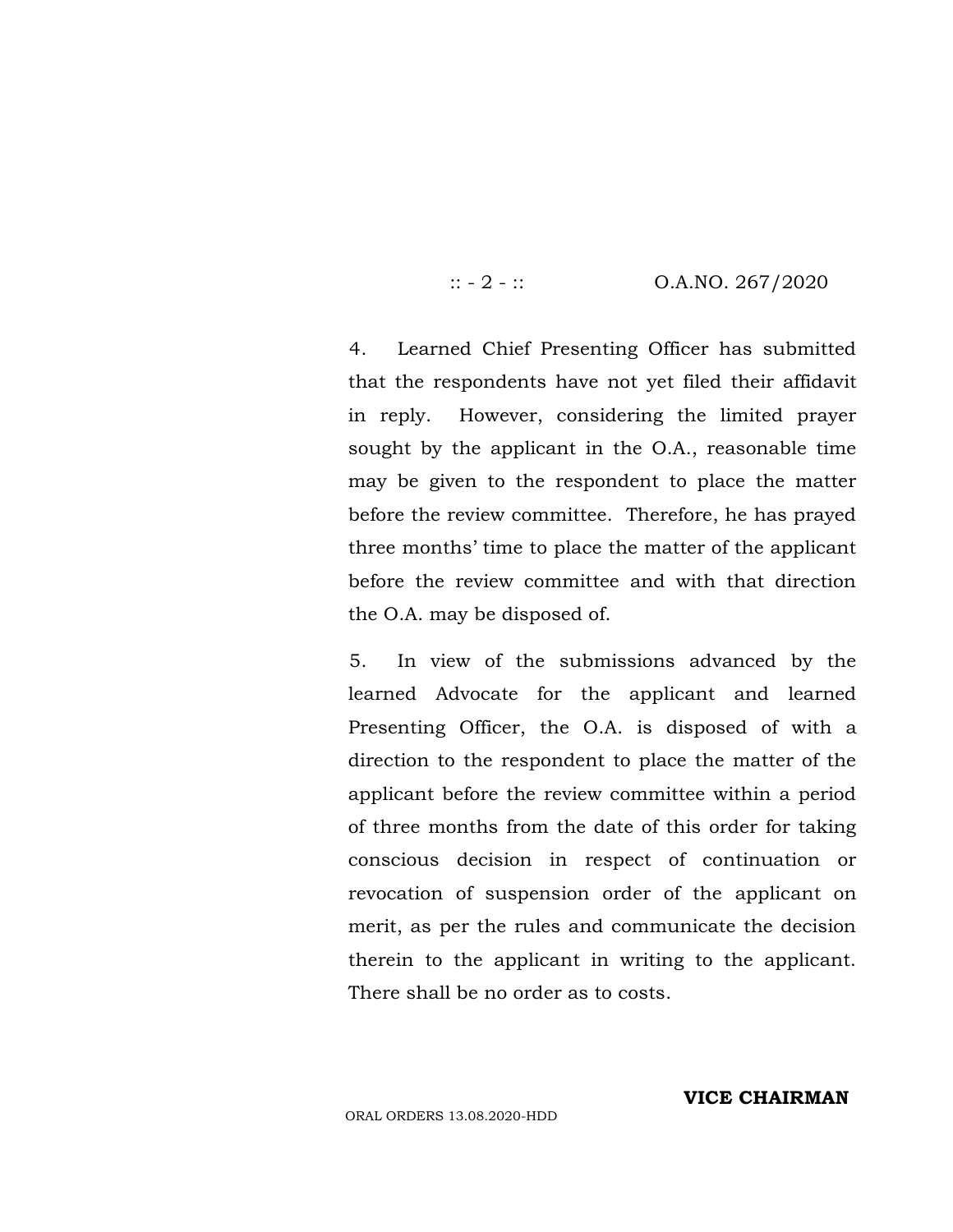4. Learned Chief Presenting Officer has submitted that the respondents have not yet filed their affidavit in reply. However, considering the limited prayer sought by the applicant in the O.A., reasonable time may be given to the respondent to place the matter before the review committee. Therefore, he has prayed three months' time to place the matter of the applicant before the review committee and with that direction the O.A. may be disposed of.

5. In view of the submissions advanced by the learned Advocate for the applicant and learned Presenting Officer, the O.A. is disposed of with a direction to the respondent to place the matter of the applicant before the review committee within a period of three months from the date of this order for taking conscious decision in respect of continuation or revocation of suspension order of the applicant on merit, as per the rules and communicate the decision therein to the applicant in writing to the applicant. There shall be no order as to costs.

**VICE CHAIRMAN**

ORAL ORDERS 13.08.2020-HDD